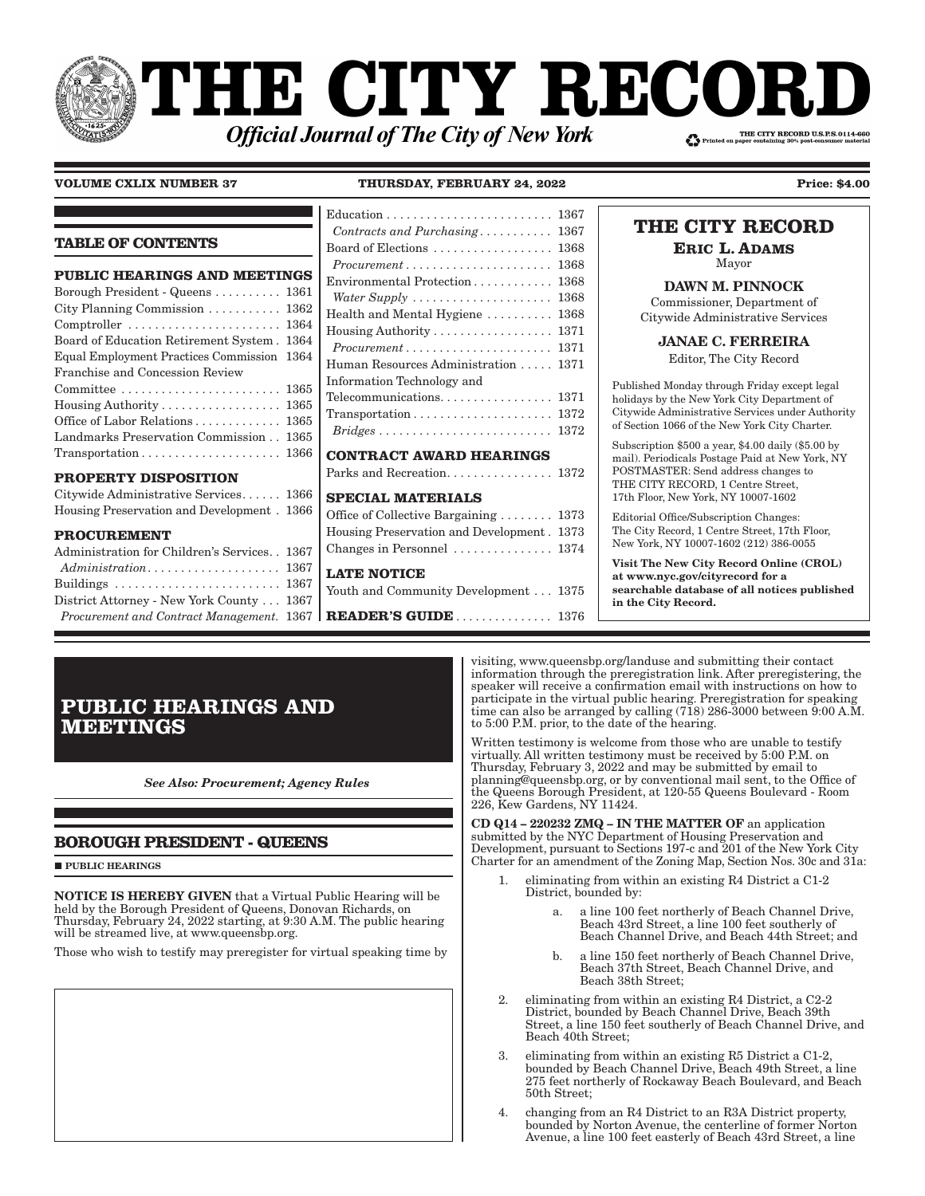# THE CITY RECORD

***Official Journal of The City of New York***

THE CITY RECORD U.S.P.S.0114-660
Printed on paper containing 30% post-consumer material

**VOLUME CXLIX NUMBER 37** **THURSDAY, FEBRUARY 24, 2022** **Price: $4.00**

## TABLE OF CONTENTS

**PUBLIC HEARINGS AND MEETINGS**

Borough President - Queens . . . . . . . . . . 1361
City Planning Commission . . . . . . . . . . . 1362
Comptroller . . . . . . . . . . . . . . . . . . . . . . . 1364
Board of Education Retirement System . 1364
Equal Employment Practices Commission 1364
Franchise and Concession Review Committee . . . . . . . . . . . . . . . . . . . . . . . . 1365
Housing Authority . . . . . . . . . . . . . . . . . . 1365
Office of Labor Relations . . . . . . . . . . . . . 1365
Landmarks Preservation Commission . . 1365
Transportation . . . . . . . . . . . . . . . . . . . . . 1366

**PROPERTY DISPOSITION**

Citywide Administrative Services. . . . . . 1366
Housing Preservation and Development . 1366

**PROCUREMENT**

Administration for Children's Services. . 1367
*Administration. . . . . . . . . . . . . . . . . . . . 1367*
Buildings . . . . . . . . . . . . . . . . . . . . . . . . . 1367
District Attorney - New York County . . . 1367
*Procurement and Contract Management. 1367*
Education . . . . . . . . . . . . . . . . . . . . . . . . . 1367
*Contracts and Purchasing . . . . . . . . . . . 1367*
Board of Elections . . . . . . . . . . . . . . . . . . 1368
*Procurement . . . . . . . . . . . . . . . . . . . . . . 1368*
Environmental Protection . . . . . . . . . . . . 1368
*Water Supply . . . . . . . . . . . . . . . . . . . . . 1368*
Health and Mental Hygiene . . . . . . . . . . 1368
Housing Authority . . . . . . . . . . . . . . . . . . 1371
*Procurement . . . . . . . . . . . . . . . . . . . . . . 1371*
Human Resources Administration . . . . . 1371
Information Technology and Telecommunications. . . . . . . . . . . . . . . . . 1371
Transportation . . . . . . . . . . . . . . . . . . . . . 1372
*Bridges . . . . . . . . . . . . . . . . . . . . . . . . . . 1372*

**CONTRACT AWARD HEARINGS**

Parks and Recreation. . . . . . . . . . . . . . . . 1372

**SPECIAL MATERIALS**

Office of Collective Bargaining . . . . . . . . 1373
Housing Preservation and Development . 1373
Changes in Personnel . . . . . . . . . . . . . . . 1374

**LATE NOTICE**

Youth and Community Development . . . 1375

**READER'S GUIDE** . . . . . . . . . . . . . . . 1376

**THE CITY RECORD**

**ERIC L. ADAMS**
Mayor

**DAWN M. PINNOCK**
Commissioner, Department of Citywide Administrative Services

**JANAE C. FERREIRA**
Editor, The City Record

Published Monday through Friday except legal holidays by the New York City Department of Citywide Administrative Services under Authority of Section 1066 of the New York City Charter.

Subscription $500 a year, $4.00 daily ($5.00 by mail). Periodicals Postage Paid at New York, NY POSTMASTER: Send address changes to THE CITY RECORD, 1 Centre Street, 17th Floor, New York, NY 10007-1602

Editorial Office/Subscription Changes: The City Record, 1 Centre Street, 17th Floor, New York, NY 10007-1602 (212) 386-0055

**Visit The New City Record Online (CROL) at www.nyc.gov/cityrecord for a searchable database of all notices published in the City Record.**

# PUBLIC HEARINGS AND MEETINGS

***See Also: Procurement; Agency Rules***

## BOROUGH PRESIDENT - QUEENS

■ **PUBLIC HEARINGS**

**NOTICE IS HEREBY GIVEN** that a Virtual Public Hearing will be held by the Borough President of Queens, Donovan Richards, on Thursday, February 24, 2022 starting, at 9:30 A.M. The public hearing will be streamed live, at www.queensbp.org.

Those who wish to testify may preregister for virtual speaking time by visiting, www.queensbp.org/landuse and submitting their contact information through the preregistration link. After preregistering, the speaker will receive a confirmation email with instructions on how to participate in the virtual public hearing. Preregistration for speaking time can also be arranged by calling (718) 286-3000 between 9:00 A.M. to 5:00 P.M. prior, to the date of the hearing.

Written testimony is welcome from those who are unable to testify virtually. All written testimony must be received by 5:00 P.M. on Thursday, February 3, 2022 and may be submitted by email to planning@queensbp.org, or by conventional mail sent, to the Office of the Queens Borough President, at 120-55 Queens Boulevard - Room 226, Kew Gardens, NY 11424.

**CD Q14 – 220232 ZMQ – IN THE MATTER OF** an application submitted by the NYC Department of Housing Preservation and Development, pursuant to Sections 197-c and 201 of the New York City Charter for an amendment of the Zoning Map, Section Nos. 30c and 31a:

1. eliminating from within an existing R4 District a C1-2 District, bounded by:
   a. a line 100 feet northerly of Beach Channel Drive, Beach 43rd Street, a line 100 feet southerly of Beach Channel Drive, and Beach 44th Street; and
   b. a line 150 feet northerly of Beach Channel Drive, Beach 37th Street, Beach Channel Drive, and Beach 38th Street;
2. eliminating from within an existing R4 District, a C2-2 District, bounded by Beach Channel Drive, Beach 39th Street, a line 150 feet southerly of Beach Channel Drive, and Beach 40th Street;
3. eliminating from within an existing R5 District a C1-2, bounded by Beach Channel Drive, Beach 49th Street, a line 275 feet northerly of Rockaway Beach Boulevard, and Beach 50th Street;
4. changing from an R4 District to an R3A District property, bounded by Norton Avenue, the centerline of former Norton Avenue, a line 100 feet easterly of Beach 43rd Street, a line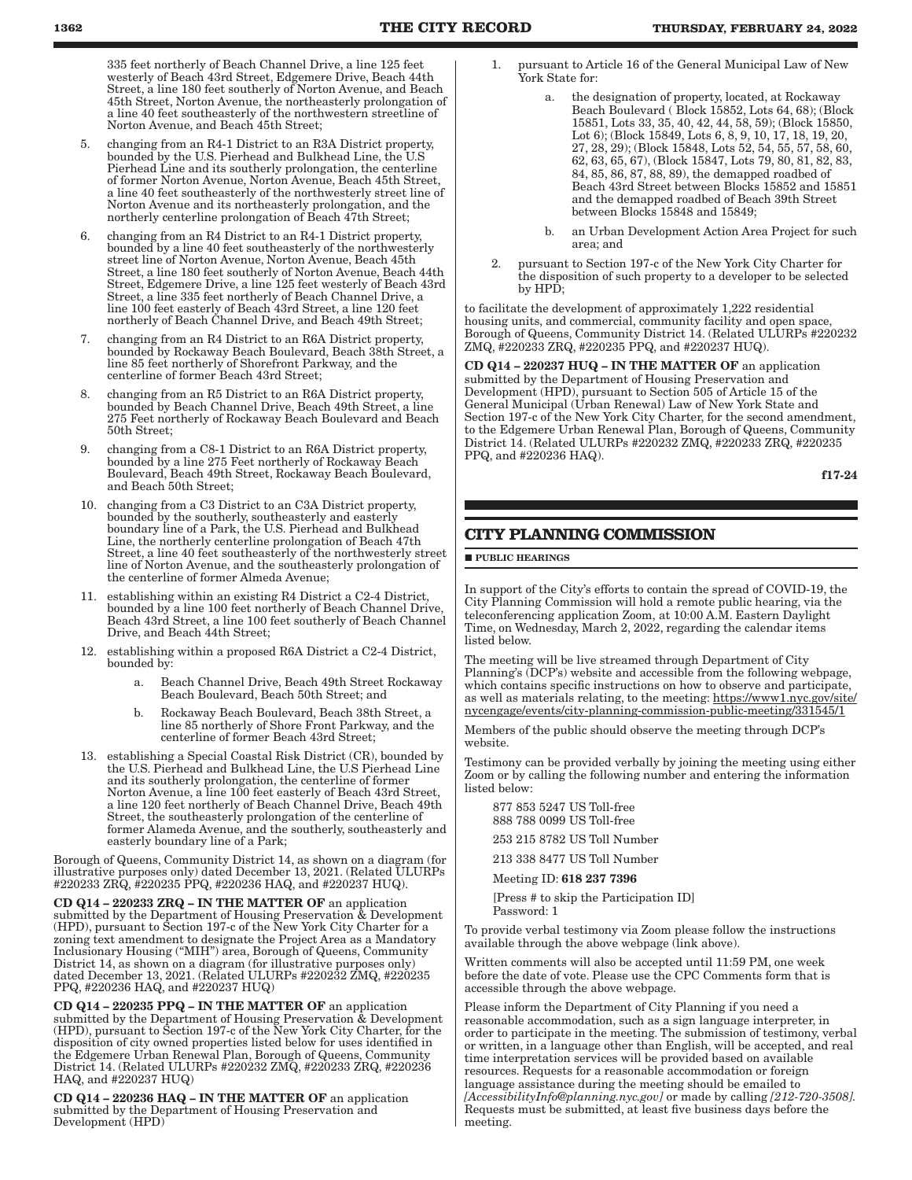335 feet northerly of Beach Channel Drive, a line 125 feet westerly of Beach 43rd Street, Edgemere Drive, Beach 44th Street, a line 180 feet southerly of Norton Avenue, and Beach 45th Street, Norton Avenue, the northeasterly prolongation of a line 40 feet southeasterly of the northwestern streetline of Norton Avenue, and Beach 45th Street;

5. changing from an R4-1 District to an R3A District property, bounded by the U.S. Pierhead and Bulkhead Line, the U.S Pierhead Line and its southerly prolongation, the centerline of former Norton Avenue, Norton Avenue, Beach 45th Street, a line 40 feet southeasterly of the northwesterly street line of Norton Avenue and its northeasterly prolongation, and the northerly centerline prolongation of Beach 47th Street;

6. changing from an R4 District to an R4-1 District property, bounded by a line 40 feet southeasterly of the northwesterly street line of Norton Avenue, Norton Avenue, Beach 45th Street, a line 180 feet southerly of Norton Avenue, Beach 44th Street, Edgemere Drive, a line 125 feet westerly of Beach 43rd Street, a line 335 feet northerly of Beach Channel Drive, a line 100 feet easterly of Beach 43rd Street, a line 120 feet northerly of Beach Channel Drive, and Beach 49th Street;

7. changing from an R4 District to an R6A District property, bounded by Rockaway Beach Boulevard, Beach 38th Street, a line 85 feet northerly of Shorefront Parkway, and the centerline of former Beach 43rd Street;

8. changing from an R5 District to an R6A District property, bounded by Beach Channel Drive, Beach 49th Street, a line 275 Feet northerly of Rockaway Beach Boulevard and Beach 50th Street;

9. changing from a C8-1 District to an R6A District property, bounded by a line 275 Feet northerly of Rockaway Beach Boulevard, Beach 49th Street, Rockaway Beach Boulevard, and Beach 50th Street;

10. changing from a C3 District to an C3A District property, bounded by the southerly, southeasterly and easterly boundary line of a Park, the U.S. Pierhead and Bulkhead Line, the northerly centerline prolongation of Beach 47th Street, a line 40 feet southeasterly of the northwesterly street line of Norton Avenue, and the southeasterly prolongation of the centerline of former Almeda Avenue;

11. establishing within an existing R4 District a C2-4 District, bounded by a line 100 feet northerly of Beach Channel Drive, Beach 43rd Street, a line 100 feet southerly of Beach Channel Drive, and Beach 44th Street;

12. establishing within a proposed R6A District a C2-4 District, bounded by:

    a. Beach Channel Drive, Beach 49th Street Rockaway Beach Boulevard, Beach 50th Street; and

    b. Rockaway Beach Boulevard, Beach 38th Street, a line 85 northerly of Shore Front Parkway, and the centerline of former Beach 43rd Street;

13. establishing a Special Coastal Risk District (CR), bounded by the U.S. Pierhead and Bulkhead Line, the U.S Pierhead Line and its southerly prolongation, the centerline of former Norton Avenue, a line 100 feet easterly of Beach 43rd Street, a line 120 feet northerly of Beach Channel Drive, Beach 49th Street, the southeasterly prolongation of the centerline of former Alameda Avenue, and the southerly, southeasterly and easterly boundary line of a Park;

Borough of Queens, Community District 14, as shown on a diagram (for illustrative purposes only) dated December 13, 2021. (Related ULURPs #220233 ZRQ, #220235 PPQ, #220236 HAQ, and #220237 HUQ).

**CD Q14 – 220233 ZRQ – IN THE MATTER OF** an application submitted by the Department of Housing Preservation & Development (HPD), pursuant to Section 197-c of the New York City Charter for a zoning text amendment to designate the Project Area as a Mandatory Inclusionary Housing ("MIH") area, Borough of Queens, Community District 14, as shown on a diagram (for illustrative purposes only) dated December 13, 2021. (Related ULURPs #220232 ZMQ, #220235 PPQ, #220236 HAQ, and #220237 HUQ)

**CD Q14 – 220235 PPQ – IN THE MATTER OF** an application submitted by the Department of Housing Preservation & Development (HPD), pursuant to Section 197-c of the New York City Charter, for the disposition of city owned properties listed below for uses identified in the Edgemere Urban Renewal Plan, Borough of Queens, Community District 14. (Related ULURPs #220232 ZMQ, #220233 ZRQ, #220236 HAQ, and #220237 HUQ)

**CD Q14 – 220236 HAQ – IN THE MATTER OF** an application submitted by the Department of Housing Preservation and Development (HPD)

1. pursuant to Article 16 of the General Municipal Law of New York State for:

    a. the designation of property, located, at Rockaway Beach Boulevard ( Block 15852, Lots 64, 68); (Block 15851, Lots 33, 35, 40, 42, 44, 58, 59); (Block 15850, Lot 6); (Block 15849, Lots 6, 8, 9, 10, 17, 18, 19, 20, 27, 28, 29); (Block 15848, Lots 52, 54, 55, 57, 58, 60, 62, 63, 65, 67), (Block 15847, Lots 79, 80, 81, 82, 83, 84, 85, 86, 87, 88, 89), the demapped roadbed of Beach 43rd Street between Blocks 15852 and 15851 and the demapped roadbed of Beach 39th Street between Blocks 15848 and 15849;

    b. an Urban Development Action Area Project for such area; and

2. pursuant to Section 197-c of the New York City Charter for the disposition of such property to a developer to be selected by HPD;

to facilitate the development of approximately 1,222 residential housing units, and commercial, community facility and open space, Borough of Queens, Community District 14. (Related ULURPs #220232 ZMQ, #220233 ZRQ, #220235 PPQ, and #220237 HUQ).

**CD Q14 – 220237 HUQ – IN THE MATTER OF** an application submitted by the Department of Housing Preservation and Development (HPD), pursuant to Section 505 of Article 15 of the General Municipal (Urban Renewal) Law of New York State and Section 197-c of the New York City Charter, for the second amendment, to the Edgemere Urban Renewal Plan, Borough of Queens, Community District 14. (Related ULURPs #220232 ZMQ, #220233 ZRQ, #220235 PPQ, and #220236 HAQ).

**f17-24**

## CITY PLANNING COMMISSION

### ■ PUBLIC HEARINGS

In support of the City's efforts to contain the spread of COVID-19, the City Planning Commission will hold a remote public hearing, via the teleconferencing application Zoom, at 10:00 A.M. Eastern Daylight Time, on Wednesday, March 2, 2022, regarding the calendar items listed below.

The meeting will be live streamed through Department of City Planning's (DCP's) website and accessible from the following webpage, which contains specific instructions on how to observe and participate, as well as materials relating, to the meeting: https://www1.nyc.gov/site/nycengage/events/city-planning-commission-public-meeting/331545/1

Members of the public should observe the meeting through DCP's website.

Testimony can be provided verbally by joining the meeting using either Zoom or by calling the following number and entering the information listed below:

877 853 5247 US Toll-free
888 788 0099 US Toll-free

253 215 8782 US Toll Number

213 338 8477 US Toll Number

Meeting ID: **618 237 7396**

[Press # to skip the Participation ID]
Password: 1

To provide verbal testimony via Zoom please follow the instructions available through the above webpage (link above).

Written comments will also be accepted until 11:59 PM, one week before the date of vote. Please use the CPC Comments form that is accessible through the above webpage.

Please inform the Department of City Planning if you need a reasonable accommodation, such as a sign language interpreter, in order to participate in the meeting. The submission of testimony, verbal or written, in a language other than English, will be accepted, and real time interpretation services will be provided based on available resources. Requests for a reasonable accommodation or foreign language assistance during the meeting should be emailed to *[AccessibilityInfo@planning.nyc.gov]* or made by calling *[212-720-3508].* Requests must be submitted, at least five business days before the meeting.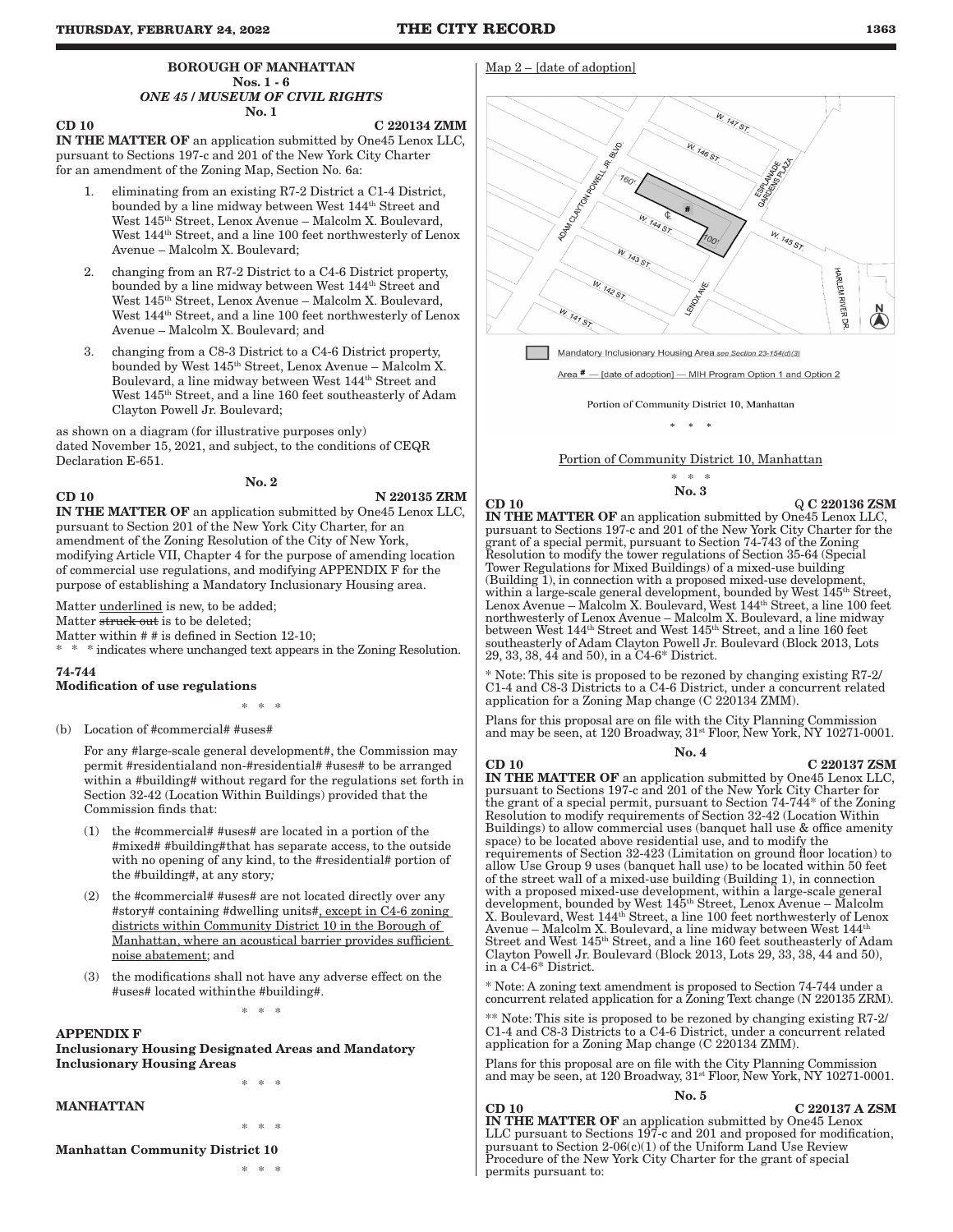## BOROUGH OF MANHATTAN
### Nos. 1 - 6
### *ONE 45 / MUSEUM OF CIVIL RIGHTS*
### No. 1

**CD 10** **C 220134 ZMM**

**IN THE MATTER OF** an application submitted by One45 Lenox LLC, pursuant to Sections 197-c and 201 of the New York City Charter for an amendment of the Zoning Map, Section No. 6a:

1. eliminating from an existing R7-2 District a C1-4 District, bounded by a line midway between West 144th Street and West 145th Street, Lenox Avenue – Malcolm X. Boulevard, West 144th Street, and a line 100 feet northwesterly of Lenox Avenue – Malcolm X. Boulevard;

2. changing from an R7-2 District to a C4-6 District property, bounded by a line midway between West 144th Street and West 145th Street, Lenox Avenue – Malcolm X. Boulevard, West 144th Street, and a line 100 feet northwesterly of Lenox Avenue – Malcolm X. Boulevard; and

3. changing from a C8-3 District to a C4-6 District property, bounded by West 145th Street, Lenox Avenue – Malcolm X. Boulevard, a line midway between West 144th Street and West 145th Street, and a line 160 feet southeasterly of Adam Clayton Powell Jr. Boulevard;

as shown on a diagram (for illustrative purposes only) dated November 15, 2021, and subject, to the conditions of CEQR Declaration E-651.

### No. 2

**CD 10** **N 220135 ZRM**

**IN THE MATTER OF** an application submitted by One45 Lenox LLC, pursuant to Section 201 of the New York City Charter, for an amendment of the Zoning Resolution of the City of New York, modifying Article VII, Chapter 4 for the purpose of amending location of commercial use regulations, and modifying APPENDIX F for the purpose of establishing a Mandatory Inclusionary Housing area.

Matter underlined is new, to be added;
Matter ~~struck out~~ is to be deleted;
Matter within # # is defined in Section 12-10;
* * * indicates where unchanged text appears in the Zoning Resolution.

**74-744**
**Modification of use regulations**

* * *

(b) Location of #commercial# #uses#

For any #large-scale general development#, the Commission may permit #residentialand non-#residential# #uses# to be arranged within a #building# without regard for the regulations set forth in Section 32-42 (Location Within Buildings) provided that the Commission finds that:

(1) the #commercial# #uses# are located in a portion of the #mixed# #building#that has separate access, to the outside with no opening of any kind, to the #residential# portion of the #building#, at any story*;*

(2) the #commercial# #uses# are not located directly over any #story# containing #dwelling units#, except in C4-6 zoning districts within Community District 10 in the Borough of Manhattan, where an acoustical barrier provides sufficient noise abatement; and

(3) the modifications shall not have any adverse effect on the #uses# located withinthe #building#.

* * *

**APPENDIX F**
**Inclusionary Housing Designated Areas and Mandatory Inclusionary Housing Areas**

* * *

**MANHATTAN**

* * *

**Manhattan Community District 10**

* * *

Map 2 – [date of adoption]

Mandatory Inclusionary Housing Area *see Section 23-154(d)(3)*

Area # — [date of adoption] — MIH Program Option 1 and Option 2

Portion of Community District 10, Manhattan

* * *

Portion of Community District 10, Manhattan

* * *

### No. 3

**CD 10** **Q C 220136 ZSM**

**IN THE MATTER OF** an application submitted by One45 Lenox LLC, pursuant to Sections 197-c and 201 of the New York City Charter for the grant of a special permit, pursuant to Section 74-743 of the Zoning Resolution to modify the tower regulations of Section 35-64 (Special Tower Regulations for Mixed Buildings) of a mixed-use building (Building 1), in connection with a proposed mixed-use development, within a large-scale general development, bounded by West 145th Street, Lenox Avenue – Malcolm X. Boulevard, West 144th Street, a line 100 feet northwesterly of Lenox Avenue – Malcolm X. Boulevard, a line midway between West 144th Street and West 145th Street, and a line 160 feet southeasterly of Adam Clayton Powell Jr. Boulevard (Block 2013, Lots 29, 33, 38, 44 and 50), in a C4-6* District.

* Note: This site is proposed to be rezoned by changing existing R7-2/C1-4 and C8-3 Districts to a C4-6 District, under a concurrent related application for a Zoning Map change (C 220134 ZMM).

Plans for this proposal are on file with the City Planning Commission and may be seen, at 120 Broadway, 31st Floor, New York, NY 10271-0001.

### No. 4

**CD 10** **C 220137 ZSM**

**IN THE MATTER OF** an application submitted by One45 Lenox LLC, pursuant to Sections 197-c and 201 of the New York City Charter for the grant of a special permit, pursuant to Section 74-744* of the Zoning Resolution to modify requirements of Section 32-42 (Location Within Buildings) to allow commercial uses (banquet hall use & office amenity space) to be located above residential use, and to modify the requirements of Section 32-423 (Limitation on ground floor location) to allow Use Group 9 uses (banquet hall use) to be located within 50 feet of the street wall of a mixed-use building (Building 1), in connection with a proposed mixed-use development, within a large-scale general development, bounded by West 145th Street, Lenox Avenue – Malcolm X. Boulevard, West 144th Street, a line 100 feet northwesterly of Lenox Avenue – Malcolm X. Boulevard, a line midway between West 144th Street and West 145th Street, and a line 160 feet southeasterly of Adam Clayton Powell Jr. Boulevard (Block 2013, Lots 29, 33, 38, 44 and 50), in a C4-6* District.

* Note: A zoning text amendment is proposed to Section 74-744 under a concurrent related application for a Zoning Text change (N 220135 ZRM).

** Note: This site is proposed to be rezoned by changing existing R7-2/C1-4 and C8-3 Districts to a C4-6 District, under a concurrent related application for a Zoning Map change (C 220134 ZMM).

Plans for this proposal are on file with the City Planning Commission and may be seen, at 120 Broadway, 31st Floor, New York, NY 10271-0001.

### No. 5

**CD 10** **C 220137 A ZSM**

**IN THE MATTER OF** an application submitted by One45 Lenox LLC pursuant to Sections 197-c and 201 and proposed for modification, pursuant to Section 2-06(c)(1) of the Uniform Land Use Review Procedure of the New York City Charter for the grant of special permits pursuant to: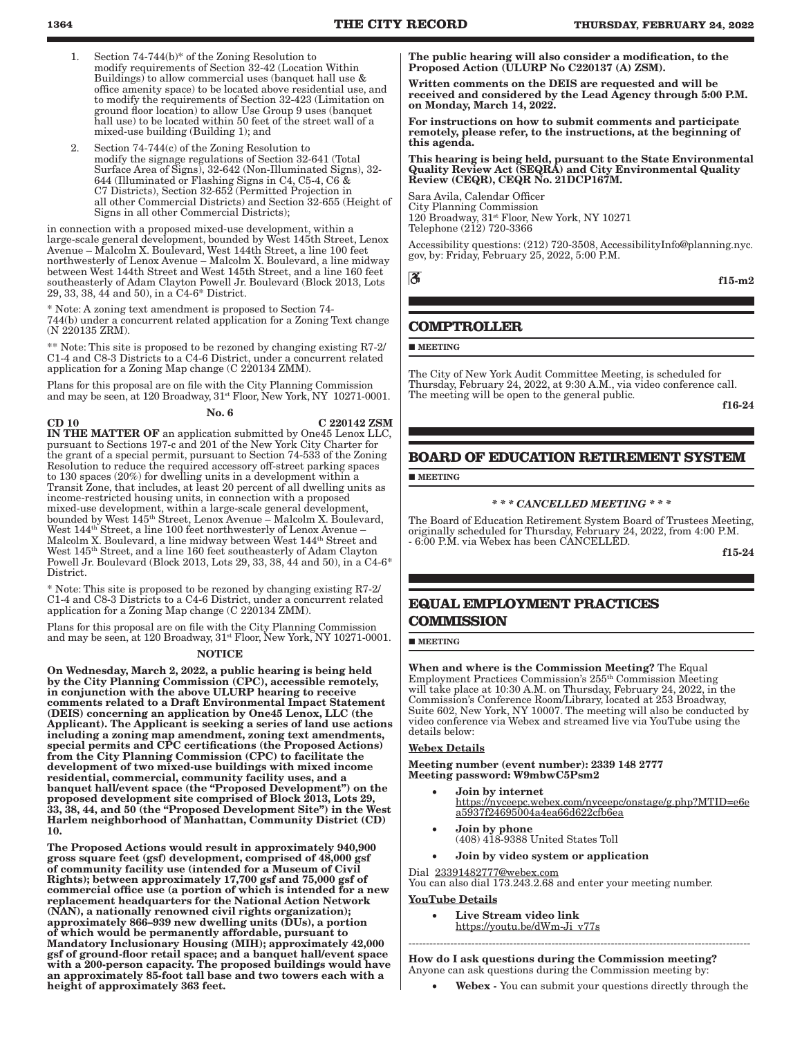1. Section 74-744(b)* of the Zoning Resolution to modify requirements of Section 32-42 (Location Within Buildings) to allow commercial uses (banquet hall use & office amenity space) to be located above residential use, and to modify the requirements of Section 32-423 (Limitation on ground floor location) to allow Use Group 9 uses (banquet hall use) to be located within 50 feet of the street wall of a mixed-use building (Building 1); and
2. Section 74-744(c) of the Zoning Resolution to modify the signage regulations of Section 32-641 (Total Surface Area of Signs), 32-642 (Non-Illuminated Signs), 32-644 (Illuminated or Flashing Signs in C4, C5-4, C6 & C7 Districts), Section 32-652 (Permitted Projection in all other Commercial Districts) and Section 32-655 (Height of Signs in all other Commercial Districts);

in connection with a proposed mixed-use development, within a large-scale general development, bounded by West 145th Street, Lenox Avenue – Malcolm X. Boulevard, West 144th Street, a line 100 feet northwesterly of Lenox Avenue – Malcolm X. Boulevard, a line midway between West 144th Street and West 145th Street, and a line 160 feet southeasterly of Adam Clayton Powell Jr. Boulevard (Block 2013, Lots 29, 33, 38, 44 and 50), in a C4-6* District.

* Note: A zoning text amendment is proposed to Section 74-744(b) under a concurrent related application for a Zoning Text change (N 220135 ZRM).

** Note: This site is proposed to be rezoned by changing existing R7-2/C1-4 and C8-3 Districts to a C4-6 District, under a concurrent related application for a Zoning Map change (C 220134 ZMM).

Plans for this proposal are on file with the City Planning Commission and may be seen, at 120 Broadway, 31st Floor, New York, NY 10271-0001.

No. 6

**CD 10** **C 220142 ZSM**

**IN THE MATTER OF** an application submitted by One45 Lenox LLC, pursuant to Sections 197-c and 201 of the New York City Charter for the grant of a special permit, pursuant to Section 74-533 of the Zoning Resolution to reduce the required accessory off-street parking spaces to 130 spaces (20%) for dwelling units in a development within a Transit Zone, that includes, at least 20 percent of all dwelling units as income-restricted housing units, in connection with a proposed mixed-use development, within a large-scale general development, bounded by West 145th Street, Lenox Avenue – Malcolm X. Boulevard, West 144th Street, a line 100 feet northwesterly of Lenox Avenue – Malcolm X. Boulevard, a line midway between West 144th Street and West 145th Street, and a line 160 feet southeasterly of Adam Clayton Powell Jr. Boulevard (Block 2013, Lots 29, 33, 38, 44 and 50), in a C4-6* District.

* Note: This site is proposed to be rezoned by changing existing R7-2/C1-4 and C8-3 Districts to a C4-6 District, under a concurrent related application for a Zoning Map change (C 220134 ZMM).

Plans for this proposal are on file with the City Planning Commission and may be seen, at 120 Broadway, 31st Floor, New York, NY 10271-0001.

NOTICE

**On Wednesday, March 2, 2022, a public hearing is being held by the City Planning Commission (CPC), accessible remotely, in conjunction with the above ULURP hearing to receive comments related to a Draft Environmental Impact Statement (DEIS) concerning an application by One45 Lenox, LLC (the Applicant). The Applicant is seeking a series of land use actions including a zoning map amendment, zoning text amendments, special permits and CPC certifications (the Proposed Actions) from the City Planning Commission (CPC) to facilitate the development of two mixed-use buildings with mixed income residential, commercial, community facility uses, and a banquet hall/event space (the "Proposed Development") on the proposed development site comprised of Block 2013, Lots 29, 33, 38, 44, and 50 (the "Proposed Development Site") in the West Harlem neighborhood of Manhattan, Community District (CD) 10.**

**The Proposed Actions would result in approximately 940,900 gross square feet (gsf) development, comprised of 48,000 gsf of community facility use (intended for a Museum of Civil Rights); between approximately 17,700 gsf and 75,000 gsf of commercial office use (a portion of which is intended for a new replacement headquarters for the National Action Network (NAN), a nationally renowned civil rights organization); approximately 866–939 new dwelling units (DUs), a portion of which would be permanently affordable, pursuant to Mandatory Inclusionary Housing (MIH); approximately 42,000 gsf of ground-floor retail space; and a banquet hall/event space with a 200-person capacity. The proposed buildings would have an approximately 85-foot tall base and two towers each with a height of approximately 363 feet.**

**The public hearing will also consider a modification, to the Proposed Action (ULURP No C220137 (A) ZSM).**

**Written comments on the DEIS are requested and will be received and considered by the Lead Agency through 5:00 P.M. on Monday, March 14, 2022.**

**For instructions on how to submit comments and participate remotely, please refer, to the instructions, at the beginning of this agenda.**

**This hearing is being held, pursuant to the State Environmental Quality Review Act (SEQRA) and City Environmental Quality Review (CEQR), CEQR No. 21DCP167M.**

Sara Avila, Calendar Officer
City Planning Commission
120 Broadway, 31st Floor, New York, NY 10271
Telephone (212) 720-3366

Accessibility questions: (212) 720-3508, AccessibilityInfo@planning.nyc.gov, by: Friday, February 25, 2022, 5:00 P.M.

**f15-m2**

## COMPTROLLER

■ **MEETING**

The City of New York Audit Committee Meeting, is scheduled for Thursday, February 24, 2022, at 9:30 A.M., via video conference call. The meeting will be open to the general public.

**f16-24**

## BOARD OF EDUCATION RETIREMENT SYSTEM

■ **MEETING**

***\* \* \* CANCELLED MEETING \* \* \****

The Board of Education Retirement System Board of Trustees Meeting, originally scheduled for Thursday, February 24, 2022, from 4:00 P.M. - 6:00 P.M. via Webex has been CANCELLED.

**f15-24**

## EQUAL EMPLOYMENT PRACTICES COMMISSION

■ **MEETING**

**When and where is the Commission Meeting?** The Equal Employment Practices Commission's 255th Commission Meeting will take place at 10:30 A.M. on Thursday, February 24, 2022, in the Commission's Conference Room/Library, located at 253 Broadway, Suite 602, New York, NY 10007. The meeting will also be conducted by video conference via Webex and streamed live via YouTube using the details below:

Webex Details

**Meeting number (event number): 2339 148 2777**
**Meeting password: W9mbwC5Psm2**

- **Join by internet**
  https://nyceepc.webex.com/nyceepc/onstage/g.php?MTID=e6ea5937f24695004a4ea66d622cfb6ea
- **Join by phone**
  (408) 418-9388 United States Toll
- **Join by video system or application**

Dial 23391482777@webex.com
You can also dial 173.243.2.68 and enter your meeting number.

YouTube Details

- **Live Stream video link**
  https://youtu.be/dWm-Ji_v77s

---

**How do I ask questions during the Commission meeting?**
Anyone can ask questions during the Commission meeting by:

- **Webex -** You can submit your questions directly through the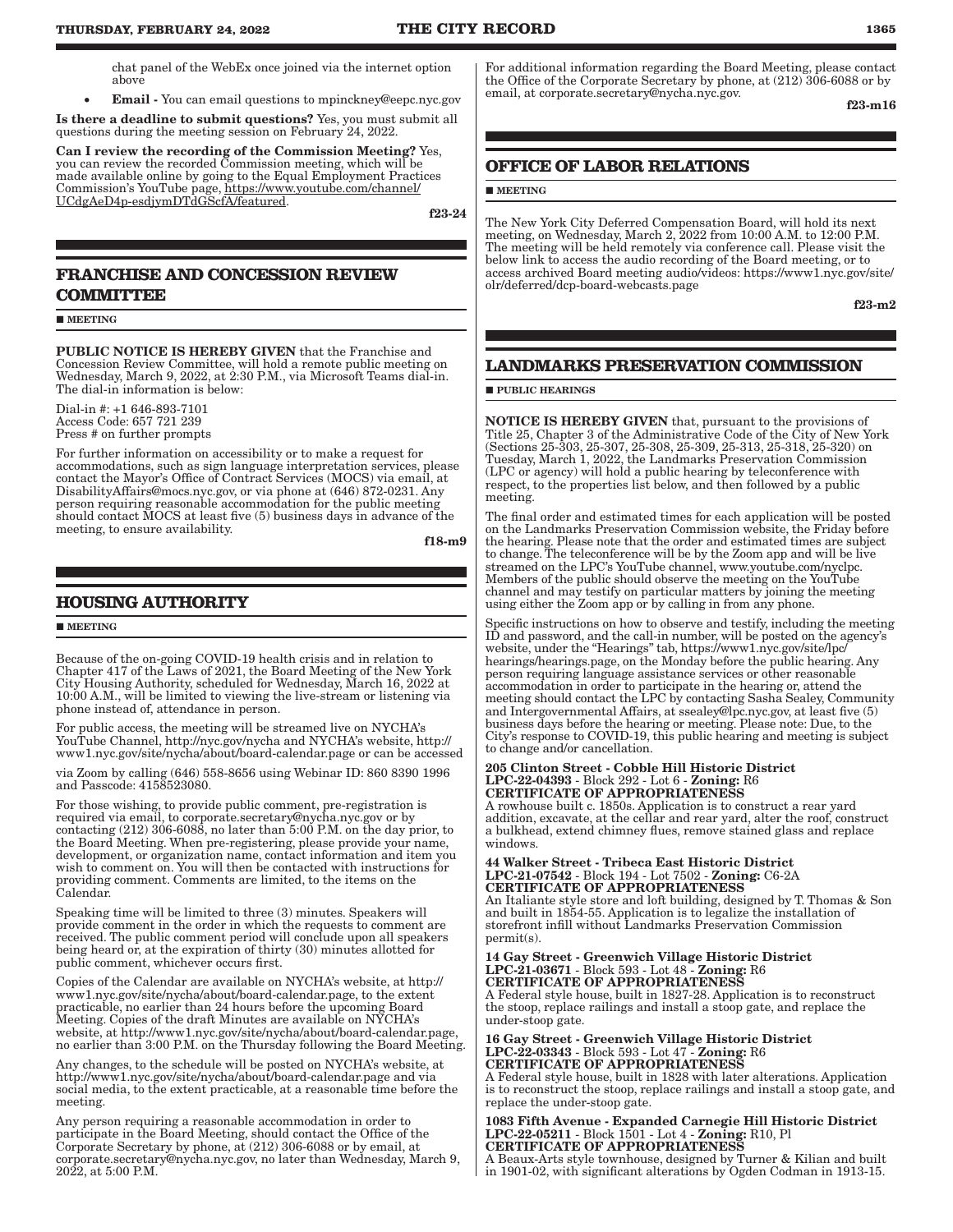chat panel of the WebEx once joined via the internet option above

- **Email -** You can email questions to mpinckney@eepc.nyc.gov

**Is there a deadline to submit questions?** Yes, you must submit all questions during the meeting session on February 24, 2022.

**Can I review the recording of the Commission Meeting?** Yes, you can review the recorded Commission meeting, which will be made available online by going to the Equal Employment Practices Commission's YouTube page, https://www.youtube.com/channel/UCdgAeD4p-esdjymDTdGScfA/featured.

**f23-24**

## FRANCHISE AND CONCESSION REVIEW COMMITTEE

■ **MEETING**

**PUBLIC NOTICE IS HEREBY GIVEN** that the Franchise and Concession Review Committee, will hold a remote public meeting on Wednesday, March 9, 2022, at 2:30 P.M., via Microsoft Teams dial-in. The dial-in information is below:

Dial-in #: +1 646-893-7101
Access Code: 657 721 239
Press # on further prompts

For further information on accessibility or to make a request for accommodations, such as sign language interpretation services, please contact the Mayor's Office of Contract Services (MOCS) via email, at DisabilityAffairs@mocs.nyc.gov, or via phone at (646) 872-0231. Any person requiring reasonable accommodation for the public meeting should contact MOCS at least five (5) business days in advance of the meeting, to ensure availability.

**f18-m9**

## HOUSING AUTHORITY

■ **MEETING**

Because of the on-going COVID-19 health crisis and in relation to Chapter 417 of the Laws of 2021, the Board Meeting of the New York City Housing Authority, scheduled for Wednesday, March 16, 2022 at 10:00 A.M., will be limited to viewing the live-stream or listening via phone instead of, attendance in person.

For public access, the meeting will be streamed live on NYCHA's YouTube Channel, http://nyc.gov/nycha and NYCHA's website, http://www1.nyc.gov/site/nycha/about/board-calendar.page or can be accessed via Zoom by calling (646) 558-8656 using Webinar ID: 860 8390 1996 and Passcode: 4158523080.

For those wishing, to provide public comment, pre-registration is required via email, to corporate.secretary@nycha.nyc.gov or by contacting (212) 306-6088, no later than 5:00 P.M. on the day prior, to the Board Meeting. When pre-registering, please provide your name, development, or organization name, contact information and item you wish to comment on. You will then be contacted with instructions for providing comment. Comments are limited, to the items on the Calendar.

Speaking time will be limited to three (3) minutes. Speakers will provide comment in the order in which the requests to comment are received. The public comment period will conclude upon all speakers being heard or, at the expiration of thirty (30) minutes allotted for public comment, whichever occurs first.

Copies of the Calendar are available on NYCHA's website, at http://www1.nyc.gov/site/nycha/about/board-calendar.page, to the extent practicable, no earlier than 24 hours before the upcoming Board Meeting. Copies of the draft Minutes are available on NYCHA's website, at http://www1.nyc.gov/site/nycha/about/board-calendar.page, no earlier than 3:00 P.M. on the Thursday following the Board Meeting.

Any changes, to the schedule will be posted on NYCHA's website, at http://www1.nyc.gov/site/nycha/about/board-calendar.page and via social media, to the extent practicable, at a reasonable time before the meeting.

Any person requiring a reasonable accommodation in order to participate in the Board Meeting, should contact the Office of the Corporate Secretary by phone, at (212) 306-6088 or by email, at corporate.secretary@nycha.nyc.gov, no later than Wednesday, March 9, 2022, at 5:00 P.M.

For additional information regarding the Board Meeting, please contact the Office of the Corporate Secretary by phone, at (212) 306-6088 or by email, at corporate.secretary@nycha.nyc.gov.

**f23-m16**

## OFFICE OF LABOR RELATIONS

■ **MEETING**

The New York City Deferred Compensation Board, will hold its next meeting, on Wednesday, March 2, 2022 from 10:00 A.M. to 12:00 P.M. The meeting will be held remotely via conference call. Please visit the below link to access the audio recording of the Board meeting, or to access archived Board meeting audio/videos: https://www1.nyc.gov/site/olr/deferred/dcp-board-webcasts.page

**f23-m2**

## LANDMARKS PRESERVATION COMMISSION

■ **PUBLIC HEARINGS**

**NOTICE IS HEREBY GIVEN** that, pursuant to the provisions of Title 25, Chapter 3 of the Administrative Code of the City of New York (Sections 25-303, 25-307, 25-308, 25-309, 25-313, 25-318, 25-320) on Tuesday, March 1, 2022, the Landmarks Preservation Commission (LPC or agency) will hold a public hearing by teleconference with respect, to the properties list below, and then followed by a public meeting.

The final order and estimated times for each application will be posted on the Landmarks Preservation Commission website, the Friday before the hearing. Please note that the order and estimated times are subject to change. The teleconference will be by the Zoom app and will be live streamed on the LPC's YouTube channel, www.youtube.com/nyclpc. Members of the public should observe the meeting on the YouTube channel and may testify on particular matters by joining the meeting using either the Zoom app or by calling in from any phone.

Specific instructions on how to observe and testify, including the meeting ID and password, and the call-in number, will be posted on the agency's website, under the "Hearings" tab, https://www1.nyc.gov/site/lpc/hearings/hearings.page, on the Monday before the public hearing. Any person requiring language assistance services or other reasonable accommodation in order to participate in the hearing or, attend the meeting should contact the LPC by contacting Sasha Sealey, Community and Intergovernmental Affairs, at ssealey@lpc.nyc.gov, at least five (5) business days before the hearing or meeting. Please note: Due, to the City's response to COVID-19, this public hearing and meeting is subject to change and/or cancellation.

**205 Clinton Street - Cobble Hill Historic District**
**LPC-22-04393** - Block 292 - Lot 6 - **Zoning:** R6
**CERTIFICATE OF APPROPRIATENESS**
A rowhouse built c. 1850s. Application is to construct a rear yard addition, excavate, at the cellar and rear yard, alter the roof, construct a bulkhead, extend chimney flues, remove stained glass and replace windows.

**44 Walker Street - Tribeca East Historic District**
**LPC-21-07542** - Block 194 - Lot 7502 - **Zoning:** C6-2A
**CERTIFICATE OF APPROPRIATENESS**
An Italiante style store and loft building, designed by T. Thomas & Son and built in 1854-55. Application is to legalize the installation of storefront infill without Landmarks Preservation Commission permit(s).

**14 Gay Street - Greenwich Village Historic District**
**LPC-21-03671** - Block 593 - Lot 48 - **Zoning:** R6
**CERTIFICATE OF APPROPRIATENESS**
A Federal style house, built in 1827-28. Application is to reconstruct the stoop, replace railings and install a stoop gate, and replace the under-stoop gate.

**16 Gay Street - Greenwich Village Historic District**
**LPC-22-03343** - Block 593 - Lot 47 - **Zoning:** R6
**CERTIFICATE OF APPROPRIATENESS**
A Federal style house, built in 1828 with later alterations. Application is to reconstruct the stoop, replace railings and install a stoop gate, and replace the under-stoop gate.

**1083 Fifth Avenue - Expanded Carnegie Hill Historic District**
**LPC-22-05211** - Block 1501 - Lot 4 - **Zoning:** R10, Pl
**CERTIFICATE OF APPROPRIATENESS**
A Beaux-Arts style townhouse, designed by Turner & Kilian and built in 1901-02, with significant alterations by Ogden Codman in 1913-15.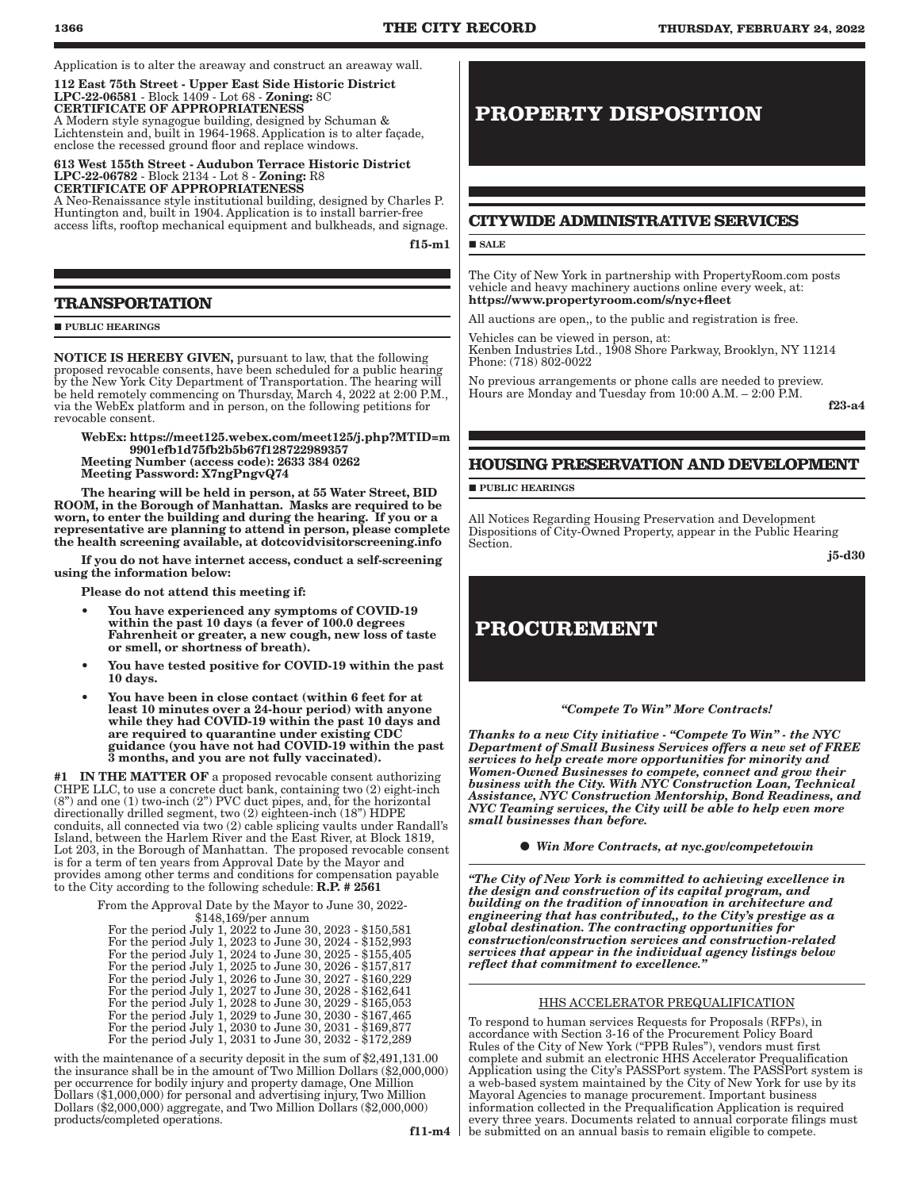Application is to alter the areaway and construct an areaway wall.

**112 East 75th Street - Upper East Side Historic District**
**LPC-22-06581** - Block 1409 - Lot 68 - **Zoning:** 8C
**CERTIFICATE OF APPROPRIATENESS**
A Modern style synagogue building, designed by Schuman & Lichtenstein and, built in 1964-1968. Application is to alter façade, enclose the recessed ground floor and replace windows.

**613 West 155th Street - Audubon Terrace Historic District**
**LPC-22-06782** - Block 2134 - Lot 8 - **Zoning:** R8
**CERTIFICATE OF APPROPRIATENESS**
A Neo-Renaissance style institutional building, designed by Charles P. Huntington and, built in 1904. Application is to install barrier-free access lifts, rooftop mechanical equipment and bulkheads, and signage.

**f15-m1**

## TRANSPORTATION

■ PUBLIC HEARINGS

**NOTICE IS HEREBY GIVEN,** pursuant to law, that the following proposed revocable consents, have been scheduled for a public hearing by the New York City Department of Transportation. The hearing will be held remotely commencing on Thursday, March 4, 2022 at 2:00 P.M., via the WebEx platform and in person, on the following petitions for revocable consent.

**WebEx: https://meet125.webex.com/meet125/j.php?MTID=m9901efb1d75fb2b5b67f128722989357**
**Meeting Number (access code): 2633 384 0262**
**Meeting Password: X7ngPngvQ74**

**The hearing will be held in person, at 55 Water Street, BID ROOM, in the Borough of Manhattan. Masks are required to be worn, to enter the building and during the hearing. If you or a representative are planning to attend in person, please complete the health screening available, at dotcovidvisitorscreening.info**

**If you do not have internet access, conduct a self-screening using the information below:**

**Please do not attend this meeting if:**

- **You have experienced any symptoms of COVID-19 within the past 10 days (a fever of 100.0 degrees Fahrenheit or greater, a new cough, new loss of taste or smell, or shortness of breath).**
- **You have tested positive for COVID-19 within the past 10 days.**
- **You have been in close contact (within 6 feet for at least 10 minutes over a 24-hour period) with anyone while they had COVID-19 within the past 10 days and are required to quarantine under existing CDC guidance (you have not had COVID-19 within the past 3 months, and you are not fully vaccinated).**

**#1 IN THE MATTER OF** a proposed revocable consent authorizing CHPE LLC, to use a concrete duct bank, containing two (2) eight-inch (8") and one (1) two-inch (2") PVC duct pipes, and, for the horizontal directionally drilled segment, two (2) eighteen-inch (18") HDPE conduits, all connected via two (2) cable splicing vaults under Randall's Island, between the Harlem River and the East River, at Block 1819, Lot 203, in the Borough of Manhattan. The proposed revocable consent is for a term of ten years from Approval Date by the Mayor and provides among other terms and conditions for compensation payable to the City according to the following schedule: **R.P. # 2561**

From the Approval Date by the Mayor to June 30, 2022- $148,169/per annum
For the period July 1, 2022 to June 30, 2023 - $150,581
For the period July 1, 2023 to June 30, 2024 - $152,993
For the period July 1, 2024 to June 30, 2025 - $155,405
For the period July 1, 2025 to June 30, 2026 - $157,817
For the period July 1, 2026 to June 30, 2027 - $160,229
For the period July 1, 2027 to June 30, 2028 - $162,641
For the period July 1, 2028 to June 30, 2029 - $165,053
For the period July 1, 2029 to June 30, 2030 - $167,465
For the period July 1, 2030 to June 30, 2031 - $169,877
For the period July 1, 2031 to June 30, 2032 - $172,289

with the maintenance of a security deposit in the sum of $2,491,131.00 the insurance shall be in the amount of Two Million Dollars ($2,000,000) per occurrence for bodily injury and property damage, One Million Dollars ($1,000,000) for personal and advertising injury, Two Million Dollars ($2,000,000) aggregate, and Two Million Dollars ($2,000,000) products/completed operations.

**f11-m4**

# PROPERTY DISPOSITION

## CITYWIDE ADMINISTRATIVE SERVICES

■ SALE

The City of New York in partnership with PropertyRoom.com posts vehicle and heavy machinery auctions online every week, at: **https://www.propertyroom.com/s/nyc+fleet**

All auctions are open,, to the public and registration is free.

Vehicles can be viewed in person, at:
Kenben Industries Ltd., 1908 Shore Parkway, Brooklyn, NY 11214
Phone: (718) 802-0022

No previous arrangements or phone calls are needed to preview. Hours are Monday and Tuesday from 10:00 A.M. – 2:00 P.M.

**f23-a4**

## HOUSING PRESERVATION AND DEVELOPMENT

■ PUBLIC HEARINGS

All Notices Regarding Housing Preservation and Development Dispositions of City-Owned Property, appear in the Public Hearing Section.

**j5-d30**

# PROCUREMENT

***"Compete To Win" More Contracts!***

***Thanks to a new City initiative - "Compete To Win" - the NYC Department of Small Business Services offers a new set of FREE services to help create more opportunities for minority and Women-Owned Businesses to compete, connect and grow their business with the City. With NYC Construction Loan, Technical Assistance, NYC Construction Mentorship, Bond Readiness, and NYC Teaming services, the City will be able to help even more small businesses than before.***

● ***Win More Contracts, at nyc.gov/competetowin***

***"The City of New York is committed to achieving excellence in the design and construction of its capital program, and building on the tradition of innovation in architecture and engineering that has contributed,, to the City's prestige as a global destination. The contracting opportunities for construction/construction services and construction-related services that appear in the individual agency listings below reflect that commitment to excellence."***

HHS ACCELERATOR PREQUALIFICATION

To respond to human services Requests for Proposals (RFPs), in accordance with Section 3-16 of the Procurement Policy Board Rules of the City of New York ("PPB Rules"), vendors must first complete and submit an electronic HHS Accelerator Prequalification Application using the City's PASSPort system. The PASSPort system is a web-based system maintained by the City of New York for use by its Mayoral Agencies to manage procurement. Important business information collected in the Prequalification Application is required every three years. Documents related to annual corporate filings must be submitted on an annual basis to remain eligible to compete.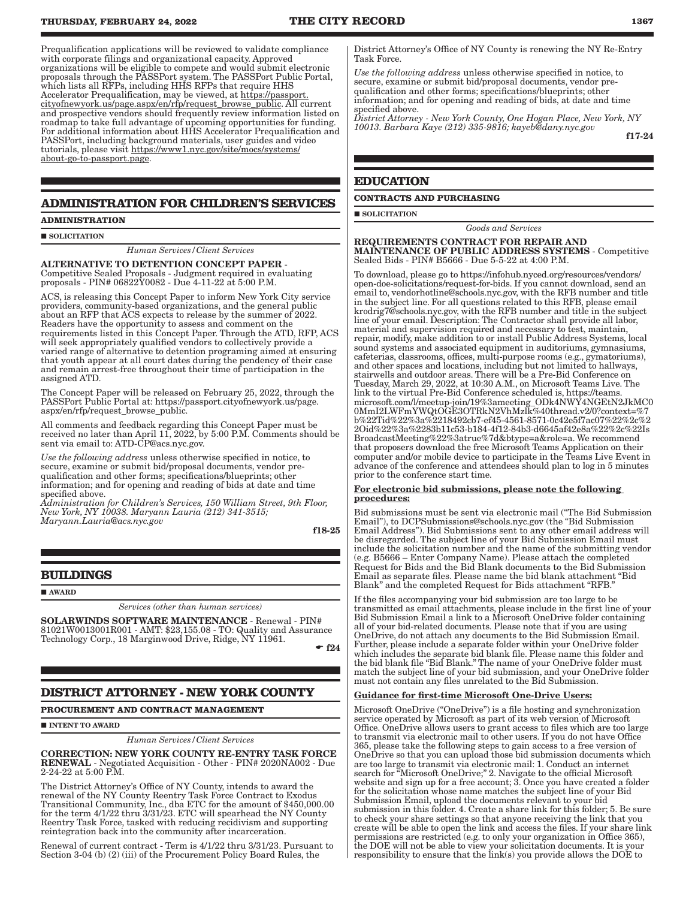Prequalification applications will be reviewed to validate compliance with corporate filings and organizational capacity. Approved organizations will be eligible to compete and would submit electronic proposals through the PASSPort system. The PASSPort Public Portal, which lists all RFPs, including HHS RFPs that require HHS Accelerator Prequalification, may be viewed, at https://passport.cityofnewyork.us/page.aspx/en/rfp/request_browse_public. All current and prospective vendors should frequently review information listed on roadmap to take full advantage of upcoming opportunities for funding. For additional information about HHS Accelerator Prequalification and PASSPort, including background materials, user guides and video tutorials, please visit https://www1.nyc.gov/site/mocs/systems/about-go-to-passport.page.

## ADMINISTRATION FOR CHILDREN'S SERVICES

### ADMINISTRATION

■ SOLICITATION

*Human Services/Client Services*

**ALTERNATIVE TO DETENTION CONCEPT PAPER** - Competitive Sealed Proposals - Judgment required in evaluating proposals - PIN# 06822Y0082 - Due 4-11-22 at 5:00 P.M.

ACS, is releasing this Concept Paper to inform New York City service providers, community-based organizations, and the general public about an RFP that ACS expects to release by the summer of 2022. Readers have the opportunity to assess and comment on the requirements listed in this Concept Paper. Through the ATD, RFP, ACS will seek appropriately qualified vendors to collectively provide a varied range of alternative to detention programing aimed at ensuring that youth appear at all court dates during the pendency of their case and remain arrest-free throughout their time of participation in the assigned ATD.

The Concept Paper will be released on February 25, 2022, through the PASSPort Public Portal at: https://passport.cityofnewyork.us/page.aspx/en/rfp/request_browse_public.

All comments and feedback regarding this Concept Paper must be received no later than April 11, 2022, by 5:00 P.M. Comments should be sent via email to: ATD-CP@acs.nyc.gov.

*Use the following address* unless otherwise specified in notice, to secure, examine or submit bid/proposal documents, vendor pre-qualification and other forms; specifications/blueprints; other information; and for opening and reading of bids at date and time specified above.

*Administration for Children's Services, 150 William Street, 9th Floor, New York, NY 10038. Maryann Lauria (212) 341-3515; Maryann.Lauria@acs.nyc.gov*

**f18-25**

## BUILDINGS

■ AWARD

*Services (other than human services)*

**SOLARWINDS SOFTWARE MAINTENANCE** - Renewal - PIN# 81021W0013001R001 - AMT: $23,155.08 - TO: Quality and Assurance Technology Corp., 18 Marginwood Drive, Ridge, NY 11961.

**☛ f24**

## DISTRICT ATTORNEY - NEW YORK COUNTY

### PROCUREMENT AND CONTRACT MANAGEMENT

■ INTENT TO AWARD

*Human Services/Client Services*

**CORRECTION: NEW YORK COUNTY RE-ENTRY TASK FORCE RENEWAL** - Negotiated Acquisition - Other - PIN# 2020NA002 - Due 2-24-22 at 5:00 P.M.

The District Attorney's Office of NY County, intends to award the renewal of the NY County Reentry Task Force Contract to Exodus Transitional Community, Inc., dba ETC for the amount of $450,000.00 for the term 4/1/22 thru 3/31/23. ETC will spearhead the NY County Reentry Task Force, tasked with reducing recidivism and supporting reintegration back into the community after incarceration.

Renewal of current contract - Term is 4/1/22 thru 3/31/23. Pursuant to Section 3-04 (b) (2) (iii) of the Procurement Policy Board Rules, the District Attorney's Office of NY County is renewing the NY Re-Entry Task Force.

*Use the following address* unless otherwise specified in notice, to secure, examine or submit bid/proposal documents, vendor pre-qualification and other forms; specifications/blueprints; other information; and for opening and reading of bids at date and time specified above.

*District Attorney - New York County, One Hogan Place, New York, NY 10013. Barbara Kaye (212) 335-9816; kayeb@dany.nyc.gov*

**f17-24**

## EDUCATION

### CONTRACTS AND PURCHASING

■ SOLICITATION

*Goods and Services*

**REQUIREMENTS CONTRACT FOR REPAIR AND MAINTENANCE OF PUBLIC ADDRESS SYSTEMS** - Competitive Sealed Bids - PIN# B5666 - Due 5-5-22 at 4:00 P.M.

To download, please go to https://infohub.nyced.org/resources/vendors/open-doe-solicitations/request-for-bids. If you cannot download, send an email to, vendorhotline@schools.nyc.gov, with the RFB number and title in the subject line. For all questions related to this RFB, please email krodrig7@schools.nyc.gov, with the RFB number and title in the subject line of your email. Description: The Contractor shall provide all labor, material and supervision required and necessary to test, maintain, repair, modify, make addition to or install Public Address Systems, local sound systems and associated equipment in auditoriums, gymnasiums, cafeterias, classrooms, offices, multi-purpose rooms (e.g., gymatoriums), and other spaces and locations, including but not limited to hallways, stairwells and outdoor areas. There will be a Pre-Bid Conference on Tuesday, March 29, 2022, at 10:30 A.M., on Microsoft Teams Live. The link to the virtual Pre-Bid Conference scheduled is, https://teams.microsoft.com/l/meetup-join/19%3ameeting_ODk4NWY4NGEtN2JkMC00MmI2LWFmYWQtOGE3OTRkN2VhMzlk%40thread.v2/0?context=%7b%22Tid%22%3a%2218492cb7-ef45-4561-8571-0c42e5f7ac07%22%2c%22Oid%22%3a%2283b11c53-b184-4f12-84b3-d6645af42e8a%22%2c%22IsBroadcastMeeting%22%3atrue%7d&btype=a&role=a. We recommend that proposers download the free Microsoft Teams Application on their computer and/or mobile device to participate in the Teams Live Event in advance of the conference and attendees should plan to log in 5 minutes prior to the conference start time.

**For electronic bid submissions, please note the following procedures:**

Bid submissions must be sent via electronic mail ("The Bid Submission Email"), to DCPSubmissions@schools.nyc.gov (the "Bid Submission Email Address"). Bid Submissions sent to any other email address will be disregarded. The subject line of your Bid Submission Email must include the solicitation number and the name of the submitting vendor (e.g. B5666 – Enter Company Name). Please attach the completed Request for Bids and the Bid Blank documents to the Bid Submission Email as separate files. Please name the bid blank attachment "Bid Blank" and the completed Request for Bids attachment "RFB."

If the files accompanying your bid submission are too large to be transmitted as email attachments, please include in the first line of your Bid Submission Email a link to a Microsoft OneDrive folder containing all of your bid-related documents. Please note that if you are using OneDrive, do not attach any documents to the Bid Submission Email. Further, please include a separate folder within your OneDrive folder which includes the separate bid blank file. Please name this folder and the bid blank file "Bid Blank." The name of your OneDrive folder must match the subject line of your bid submission, and your OneDrive folder must not contain any files unrelated to the Bid Submission.

**Guidance for first-time Microsoft One-Drive Users:**

Microsoft OneDrive ("OneDrive") is a file hosting and synchronization service operated by Microsoft as part of its web version of Microsoft Office. OneDrive allows users to grant access to files which are too large to transmit via electronic mail to other users. If you do not have Office 365, please take the following steps to gain access to a free version of OneDrive so that you can upload those bid submission documents which are too large to transmit via electronic mail: 1. Conduct an internet search for "Microsoft OneDrive;" 2. Navigate to the official Microsoft website and sign up for a free account; 3. Once you have created a folder for the solicitation whose name matches the subject line of your Bid Submission Email, upload the documents relevant to your bid submission in this folder. 4. Create a share link for this folder; 5. Be sure to check your share settings so that anyone receiving the link that you create will be able to open the link and access the files. If your share link permissions are restricted (e.g. to only your organization in Office 365), the DOE will not be able to view your solicitation documents. It is your responsibility to ensure that the link(s) you provide allows the DOE to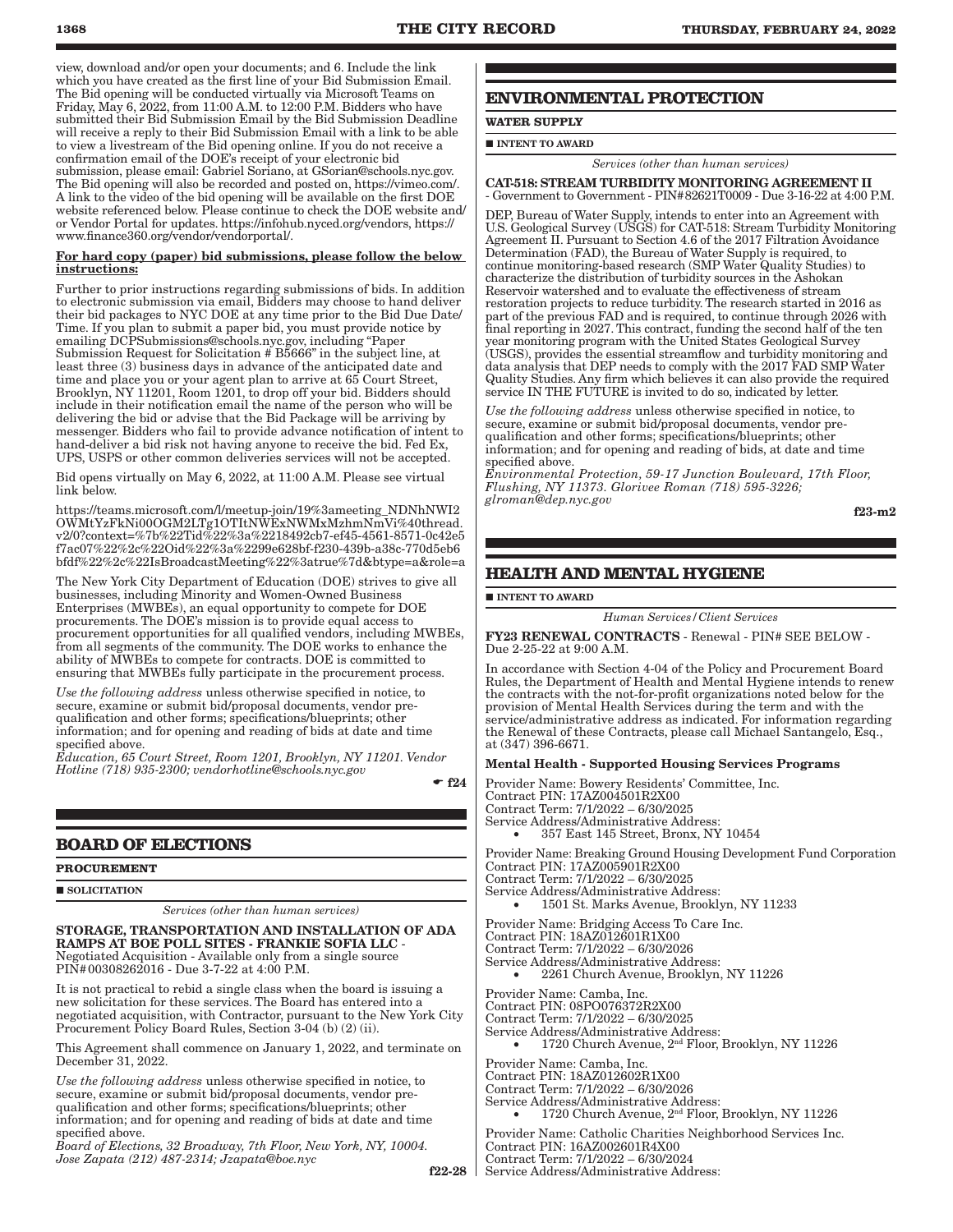view, download and/or open your documents; and 6. Include the link which you have created as the first line of your Bid Submission Email. The Bid opening will be conducted virtually via Microsoft Teams on Friday, May 6, 2022, from 11:00 A.M. to 12:00 P.M. Bidders who have submitted their Bid Submission Email by the Bid Submission Deadline will receive a reply to their Bid Submission Email with a link to be able to view a livestream of the Bid opening online. If you do not receive a confirmation email of the DOE's receipt of your electronic bid submission, please email: Gabriel Soriano, at GSorian@schools.nyc.gov. The Bid opening will also be recorded and posted on, https://vimeo.com/. A link to the video of the bid opening will be available on the first DOE website referenced below. Please continue to check the DOE website and/or Vendor Portal for updates. https://infohub.nyced.org/vendors, https://www.finance360.org/vendor/vendorportal/.

**For hard copy (paper) bid submissions, please follow the below instructions:**

Further to prior instructions regarding submissions of bids. In addition to electronic submission via email, Bidders may choose to hand deliver their bid packages to NYC DOE at any time prior to the Bid Due Date/Time. If you plan to submit a paper bid, you must provide notice by emailing DCPSubmissions@schools.nyc.gov, including "Paper Submission Request for Solicitation # B5666" in the subject line, at least three (3) business days in advance of the anticipated date and time and place you or your agent plan to arrive at 65 Court Street, Brooklyn, NY 11201, Room 1201, to drop off your bid. Bidders should include in their notification email the name of the person who will be delivering the bid or advise that the Bid Package will be arriving by messenger. Bidders who fail to provide advance notification of intent to hand-deliver a bid risk not having anyone to receive the bid. Fed Ex, UPS, USPS or other common deliveries services will not be accepted.

Bid opens virtually on May 6, 2022, at 11:00 A.M. Please see virtual link below.

https://teams.microsoft.com/l/meetup-join/19%3ameeting_NDNhNWI2OWMtYzFkNi00OGM2LTg1OTItNWExNWMxMzhmNmVi%40thread.v2/0?context=%7b%22Tid%22%3a%2218492cb7-ef45-4561-8571-0c42e5f7ac07%22%2c%22Oid%22%3a%2299e628bf-f230-439b-a38c-770d5eb6bfdf%22%2c%22IsBroadcastMeeting%22%3atrue%7d&btype=a&role=a

The New York City Department of Education (DOE) strives to give all businesses, including Minority and Women-Owned Business Enterprises (MWBEs), an equal opportunity to compete for DOE procurements. The DOE's mission is to provide equal access to procurement opportunities for all qualified vendors, including MWBEs, from all segments of the community. The DOE works to enhance the ability of MWBEs to compete for contracts. DOE is committed to ensuring that MWBEs fully participate in the procurement process.

*Use the following address* unless otherwise specified in notice, to secure, examine or submit bid/proposal documents, vendor pre-qualification and other forms; specifications/blueprints; other information; and for opening and reading of bids at date and time specified above.

*Education, 65 Court Street, Room 1201, Brooklyn, NY 11201. Vendor Hotline (718) 935-2300; vendorhotline@schools.nyc.gov*

☛ **f24**

## BOARD OF ELECTIONS

**PROCUREMENT**

■ **SOLICITATION**

*Services (other than human services)*

**STORAGE, TRANSPORTATION AND INSTALLATION OF ADA RAMPS AT BOE POLL SITES - FRANKIE SOFIA LLC** - Negotiated Acquisition - Available only from a single source PIN#00308262016 - Due 3-7-22 at 4:00 P.M.

It is not practical to rebid a single class when the board is issuing a new solicitation for these services. The Board has entered into a negotiated acquisition, with Contractor, pursuant to the New York City Procurement Policy Board Rules, Section 3-04 (b) (2) (ii).

This Agreement shall commence on January 1, 2022, and terminate on December 31, 2022.

*Use the following address* unless otherwise specified in notice, to secure, examine or submit bid/proposal documents, vendor pre-qualification and other forms; specifications/blueprints; other information; and for opening and reading of bids at date and time specified above.

*Board of Elections, 32 Broadway, 7th Floor, New York, NY, 10004. Jose Zapata (212) 487-2314; Jzapata@boe.nyc*

**f22-28**

## ENVIRONMENTAL PROTECTION

**WATER SUPPLY**

■ **INTENT TO AWARD**

*Services (other than human services)*

**CAT-518: STREAM TURBIDITY MONITORING AGREEMENT II** - Government to Government - PIN#82621T0009 - Due 3-16-22 at 4:00 P.M.

DEP, Bureau of Water Supply, intends to enter into an Agreement with U.S. Geological Survey (USGS) for CAT-518: Stream Turbidity Monitoring Agreement II. Pursuant to Section 4.6 of the 2017 Filtration Avoidance Determination (FAD), the Bureau of Water Supply is required, to continue monitoring-based research (SMP Water Quality Studies) to characterize the distribution of turbidity sources in the Ashokan Reservoir watershed and to evaluate the effectiveness of stream restoration projects to reduce turbidity. The research started in 2016 as part of the previous FAD and is required, to continue through 2026 with final reporting in 2027. This contract, funding the second half of the ten year monitoring program with the United States Geological Survey (USGS), provides the essential streamflow and turbidity monitoring and data analysis that DEP needs to comply with the 2017 FAD SMP Water Quality Studies. Any firm which believes it can also provide the required service IN THE FUTURE is invited to do so, indicated by letter.

*Use the following address* unless otherwise specified in notice, to secure, examine or submit bid/proposal documents, vendor pre-qualification and other forms; specifications/blueprints; other information; and for opening and reading of bids at date and time specified above.

*Environmental Protection, 59-17 Junction Boulevard, 17th Floor, Flushing, NY 11373. Glorivee Roman (718) 595-3226; glroman@dep.nyc.gov*

**f23-m2**

## HEALTH AND MENTAL HYGIENE

■ **INTENT TO AWARD**

*Human Services/Client Services*

**FY23 RENEWAL CONTRACTS** - Renewal - PIN# SEE BELOW - Due 2-25-22 at 9:00 A.M.

In accordance with Section 4-04 of the Policy and Procurement Board Rules, the Department of Health and Mental Hygiene intends to renew the contracts with the not-for-profit organizations noted below for the provision of Mental Health Services during the term and with the service/administrative address as indicated. For information regarding the Renewal of these Contracts, please call Michael Santangelo, Esq., at (347) 396-6671.

**Mental Health - Supported Housing Services Programs**

Provider Name: Bowery Residents' Committee, Inc.
Contract PIN: 17AZ004501R2X00
Contract Term: 7/1/2022 – 6/30/2025
Service Address/Administrative Address:
- 357 East 145 Street, Bronx, NY 10454

Provider Name: Breaking Ground Housing Development Fund Corporation
Contract PIN: 17AZ005901R2X00
Contract Term: 7/1/2022 – 6/30/2025
Service Address/Administrative Address:
- 1501 St. Marks Avenue, Brooklyn, NY 11233

Provider Name: Bridging Access To Care Inc.
Contract PIN: 18AZ012601R1X00
Contract Term: 7/1/2022 – 6/30/2026
Service Address/Administrative Address:
- 2261 Church Avenue, Brooklyn, NY 11226

Provider Name: Camba, Inc.
Contract PIN: 08PO076372R2X00
Contract Term: 7/1/2022 – 6/30/2025
Service Address/Administrative Address:
- 1720 Church Avenue, 2nd Floor, Brooklyn, NY 11226

Provider Name: Camba, Inc.
Contract PIN: 18AZ012602R1X00
Contract Term: 7/1/2022 – 6/30/2026
Service Address/Administrative Address:
- 1720 Church Avenue, 2nd Floor, Brooklyn, NY 11226

Provider Name: Catholic Charities Neighborhood Services Inc.
Contract PIN: 16AZ002601R4X00
Contract Term: 7/1/2022 – 6/30/2024
Service Address/Administrative Address: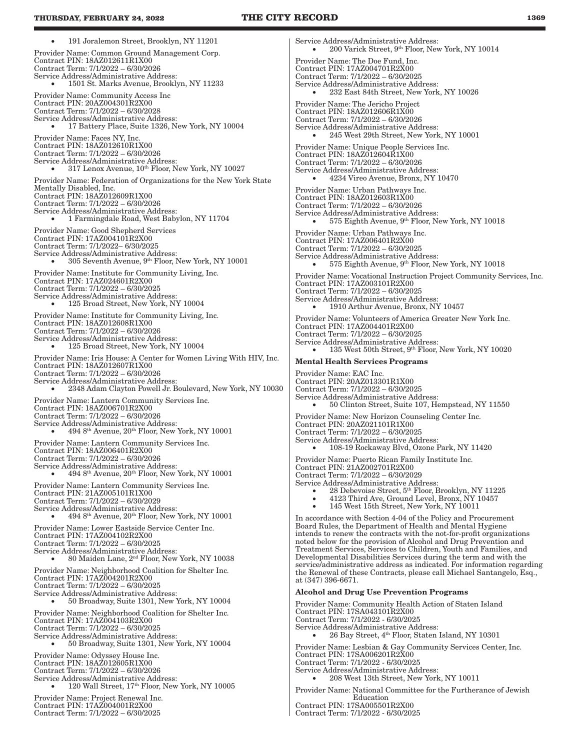- 191 Joralemon Street, Brooklyn, NY 11201

Provider Name: Common Ground Management Corp.
Contract PIN: 18AZ012611R1X00
Contract Term: 7/1/2022 – 6/30/2026
Service Address/Administrative Address:
- 1501 St. Marks Avenue, Brooklyn, NY 11233

Provider Name: Community Access Inc
Contract PIN: 20AZ004301R2X00
Contract Term: 7/1/2022 – 6/30/2028
Service Address/Administrative Address:
- 17 Battery Place, Suite 1326, New York, NY 10004

Provider Name: Faces NY, Inc.
Contract PIN: 18AZ012610R1X00
Contract Term: 7/1/2022 – 6/30/2026
Service Address/Administrative Address:
- 317 Lenox Avenue, 10th Floor, New York, NY 10027

Provider Name: Federation of Organizations for the New York State Mentally Disabled, Inc.
Contract PIN: 18AZ012609R1X00
Contract Term: 7/1/2022 – 6/30/2026
Service Address/Administrative Address:
- 1 Farmingdale Road, West Babylon, NY 11704

Provider Name: Good Shepherd Services
Contract PIN: 17AZ004101R2X00
Contract Term: 7/1/2022– 6/30/2025
Service Address/Administrative Address:
- 305 Seventh Avenue, 9th Floor, New York, NY 10001

Provider Name: Institute for Community Living, Inc.
Contract PIN: 17AZ024601R2X00
Contract Term: 7/1/2022 – 6/30/2025
Service Address/Administrative Address:
- 125 Broad Street, New York, NY 10004

Provider Name: Institute for Community Living, Inc.
Contract PIN: 18AZ012608R1X00
Contract Term: 7/1/2022 – 6/30/2026
Service Address/Administrative Address:
- 125 Broad Street, New York, NY 10004

Provider Name: Iris House: A Center for Women Living With HIV, Inc.
Contract PIN: 18AZ012607R1X00
Contract Term: 7/1/2022 – 6/30/2026
Service Address/Administrative Address:
- 2348 Adam Clayton Powell Jr. Boulevard, New York, NY 10030

Provider Name: Lantern Community Services Inc.
Contract PIN: 18AZ006701R2X00
Contract Term: 7/1/2022 – 6/30/2026
Service Address/Administrative Address:
- 494 8th Avenue, 20th Floor, New York, NY 10001

Provider Name: Lantern Community Services Inc.
Contract PIN: 18AZ006401R2X00
Contract Term: 7/1/2022 – 6/30/2026
Service Address/Administrative Address:
- 494 8th Avenue, 20th Floor, New York, NY 10001

Provider Name: Lantern Community Services Inc.
Contract PIN: 21AZ005101R1X00
Contract Term: 7/1/2022 – 6/30/2029
Service Address/Administrative Address:
- 494 8th Avenue, 20th Floor, New York, NY 10001

Provider Name: Lower Eastside Service Center Inc.
Contract PIN: 17AZ004102R2X00
Contract Term: 7/1/2022 – 6/30/2025
Service Address/Administrative Address:
- 80 Maiden Lane, 2nd Floor, New York, NY 10038

Provider Name: Neighborhood Coalition for Shelter Inc.
Contract PIN: 17AZ004201R2X00
Contract Term: 7/1/2022 – 6/30/2025
Service Address/Administrative Address:
- 50 Broadway, Suite 1301, New York, NY 10004

Provider Name: Neighborhood Coalition for Shelter Inc.
Contract PIN: 17AZ004103R2X00
Contract Term: 7/1/2022 – 6/30/2025
Service Address/Administrative Address:
- 50 Broadway, Suite 1301, New York, NY 10004

Provider Name: Odyssey House Inc.
Contract PIN: 18AZ012605R1X00
Contract Term: 7/1/2022 – 6/30/2026
Service Address/Administrative Address:
- 120 Wall Street, 17th Floor, New York, NY 10005

Provider Name: Project Renewal Inc.
Contract PIN: 17AZ004001R2X00
Contract Term: 7/1/2022 – 6/30/2025
Service Address/Administrative Address:
- 200 Varick Street, 9th Floor, New York, NY 10014

Provider Name: The Doe Fund, Inc.
Contract PIN: 17AZ004701R2X00
Contract Term: 7/1/2022 – 6/30/2025
Service Address/Administrative Address:
- 232 East 84th Street, New York, NY 10026

Provider Name: The Jericho Project
Contract PIN: 18AZ012606R1X00
Contract Term: 7/1/2022 – 6/30/2026
Service Address/Administrative Address:
- 245 West 29th Street, New York, NY 10001

Provider Name: Unique People Services Inc.
Contract PIN: 18AZ012604R1X00
Contract Term: 7/1/2022 – 6/30/2026
Service Address/Administrative Address:
- 4234 Vireo Avenue, Bronx, NY 10470

Provider Name: Urban Pathways Inc.
Contract PIN: 18AZ012603R1X00
Contract Term: 7/1/2022 – 6/30/2026
Service Address/Administrative Address:
- 575 Eighth Avenue, 9th Floor, New York, NY 10018

Provider Name: Urban Pathways Inc.
Contract PIN: 17AZ006401R2X00
Contract Term: 7/1/2022 – 6/30/2025
Service Address/Administrative Address:
- 575 Eighth Avenue, 9th Floor, New York, NY 10018

Provider Name: Vocational Instruction Project Community Services, Inc.
Contract PIN: 17AZ003101R2X00
Contract Term: 7/1/2022 – 6/30/2025
Service Address/Administrative Address:
- 1910 Arthur Avenue, Bronx, NY 10457

Provider Name: Volunteers of America Greater New York Inc.
Contract PIN: 17AZ004401R2X00
Contract Term: 7/1/2022 – 6/30/2025
Service Address/Administrative Address:
- 135 West 50th Street, 9th Floor, New York, NY 10020

**Mental Health Services Programs**

Provider Name: EAC Inc.
Contract PIN: 20AZ013301R1X00
Contract Term: 7/1/2022 – 6/30/2025
Service Address/Administrative Address:
- 50 Clinton Street, Suite 107, Hempstead, NY 11550

Provider Name: New Horizon Counseling Center Inc.
Contract PIN: 20AZ021101R1X00
Contract Term: 7/1/2022 – 6/30/2025
Service Address/Administrative Address:
- 108-19 Rockaway Blvd, Ozone Park, NY 11420

Provider Name: Puerto Rican Family Institute Inc.
Contract PIN: 21AZ002701R2X00
Contract Term: 7/1/2022 – 6/30/2029
Service Address/Administrative Address:
- 28 Debevoise Street, 5th Floor, Brooklyn, NY 11225
- 4123 Third Ave, Ground Level, Bronx, NY 10457
- 145 West 15th Street, New York, NY 10011

In accordance with Section 4-04 of the Policy and Procurement Board Rules, the Department of Health and Mental Hygiene intends to renew the contracts with the not-for-profit organizations noted below for the provision of Alcohol and Drug Prevention and Treatment Services, Services to Children, Youth and Families, and Developmental Disabilities Services during the term and with the service/administrative address as indicated. For information regarding the Renewal of these Contracts, please call Michael Santangelo, Esq., at (347) 396-6671.

**Alcohol and Drug Use Prevention Programs**

Provider Name: Community Health Action of Staten Island
Contract PIN: 17SA043101R2X00
Contract Term: 7/1/2022 - 6/30/2025
Service Address/Administrative Address:
- 26 Bay Street, 4th Floor, Staten Island, NY 10301

Provider Name: Lesbian & Gay Community Services Center, Inc.
Contract PIN: 17SA006201R2X00
Contract Term: 7/1/2022 - 6/30/2025
Service Address/Administrative Address:
- 208 West 13th Street, New York, NY 10011

Provider Name: National Committee for the Furtherance of Jewish Education
Contract PIN: 17SA005501R2X00
Contract Term: 7/1/2022 - 6/30/2025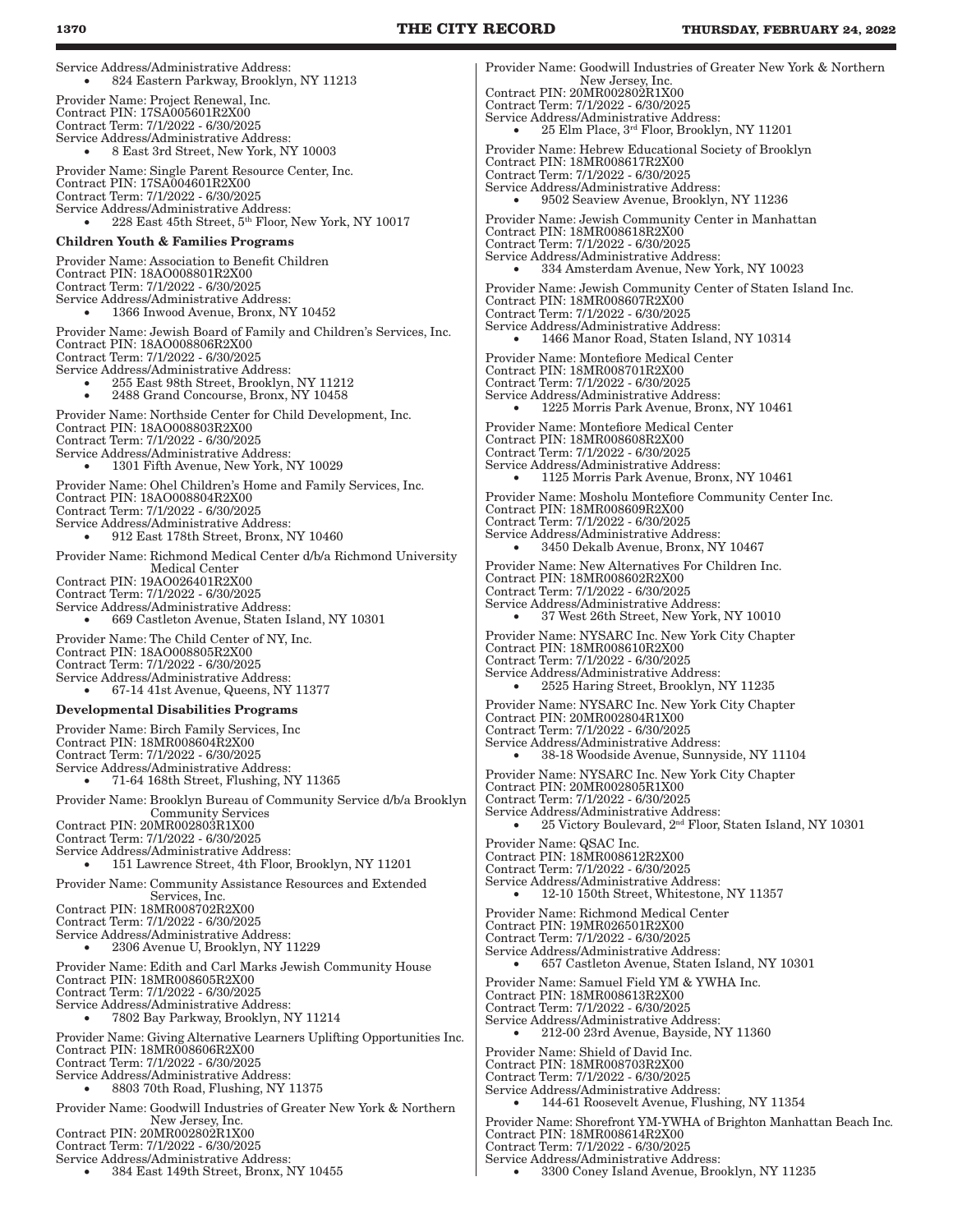Service Address/Administrative Address:

- 824 Eastern Parkway, Brooklyn, NY 11213

Provider Name: Project Renewal, Inc.
Contract PIN: 17SA005601R2X00
Contract Term: 7/1/2022 - 6/30/2025
Service Address/Administrative Address:

- 8 East 3rd Street, New York, NY 10003

Provider Name: Single Parent Resource Center, Inc.
Contract PIN: 17SA004601R2X00
Contract Term: 7/1/2022 - 6/30/2025
Service Address/Administrative Address:

- 228 East 45th Street, 5th Floor, New York, NY 10017

**Children Youth & Families Programs**

Provider Name: Association to Benefit Children
Contract PIN: 18AO008801R2X00
Contract Term: 7/1/2022 - 6/30/2025
Service Address/Administrative Address:

- 1366 Inwood Avenue, Bronx, NY 10452

Provider Name: Jewish Board of Family and Children's Services, Inc.
Contract PIN: 18AO008806R2X00
Contract Term: 7/1/2022 - 6/30/2025
Service Address/Administrative Address:

- 255 East 98th Street, Brooklyn, NY 11212
- 2488 Grand Concourse, Bronx, NY 10458

Provider Name: Northside Center for Child Development, Inc.
Contract PIN: 18AO008803R2X00
Contract Term: 7/1/2022 - 6/30/2025
Service Address/Administrative Address:

- 1301 Fifth Avenue, New York, NY 10029

Provider Name: Ohel Children's Home and Family Services, Inc.
Contract PIN: 18AO008804R2X00
Contract Term: 7/1/2022 - 6/30/2025
Service Address/Administrative Address:

- 912 East 178th Street, Bronx, NY 10460

Provider Name: Richmond Medical Center d/b/a Richmond University Medical Center
Contract PIN: 19AO026401R2X00
Contract Term: 7/1/2022 - 6/30/2025
Service Address/Administrative Address:

- 669 Castleton Avenue, Staten Island, NY 10301

Provider Name: The Child Center of NY, Inc.
Contract PIN: 18AO008805R2X00
Contract Term: 7/1/2022 - 6/30/2025
Service Address/Administrative Address:

- 67-14 41st Avenue, Queens, NY 11377

**Developmental Disabilities Programs**

Provider Name: Birch Family Services, Inc
Contract PIN: 18MR008604R2X00
Contract Term: 7/1/2022 - 6/30/2025
Service Address/Administrative Address:

- 71-64 168th Street, Flushing, NY 11365

Provider Name: Brooklyn Bureau of Community Service d/b/a Brooklyn Community Services
Contract PIN: 20MR002803R1X00
Contract Term: 7/1/2022 - 6/30/2025
Service Address/Administrative Address:

- 151 Lawrence Street, 4th Floor, Brooklyn, NY 11201

Provider Name: Community Assistance Resources and Extended Services, Inc.
Contract PIN: 18MR008702R2X00
Contract Term: 7/1/2022 - 6/30/2025
Service Address/Administrative Address:

- 2306 Avenue U, Brooklyn, NY 11229

Provider Name: Edith and Carl Marks Jewish Community House
Contract PIN: 18MR008605R2X00
Contract Term: 7/1/2022 - 6/30/2025
Service Address/Administrative Address:

- 7802 Bay Parkway, Brooklyn, NY 11214

Provider Name: Giving Alternative Learners Uplifting Opportunities Inc.
Contract PIN: 18MR008606R2X00
Contract Term: 7/1/2022 - 6/30/2025
Service Address/Administrative Address:

- 8803 70th Road, Flushing, NY 11375

Provider Name: Goodwill Industries of Greater New York & Northern New Jersey, Inc.
Contract PIN: 20MR002802R1X00
Contract Term: 7/1/2022 - 6/30/2025
Service Address/Administrative Address:

- 384 East 149th Street, Bronx, NY 10455

Provider Name: Goodwill Industries of Greater New York & Northern New Jersey, Inc.
Contract PIN: 20MR002802R1X00
Contract Term: 7/1/2022 - 6/30/2025
Service Address/Administrative Address:

- 25 Elm Place, 3rd Floor, Brooklyn, NY 11201

Provider Name: Hebrew Educational Society of Brooklyn
Contract PIN: 18MR008617R2X00
Contract Term: 7/1/2022 - 6/30/2025
Service Address/Administrative Address:

- 9502 Seaview Avenue, Brooklyn, NY 11236

Provider Name: Jewish Community Center in Manhattan
Contract PIN: 18MR008618R2X00
Contract Term: 7/1/2022 - 6/30/2025
Service Address/Administrative Address:

- 334 Amsterdam Avenue, New York, NY 10023

Provider Name: Jewish Community Center of Staten Island Inc.
Contract PIN: 18MR008607R2X00
Contract Term: 7/1/2022 - 6/30/2025
Service Address/Administrative Address:

- 1466 Manor Road, Staten Island, NY 10314

Provider Name: Montefiore Medical Center
Contract PIN: 18MR008701R2X00
Contract Term: 7/1/2022 - 6/30/2025
Service Address/Administrative Address:

- 1225 Morris Park Avenue, Bronx, NY 10461

Provider Name: Montefiore Medical Center
Contract PIN: 18MR008608R2X00
Contract Term: 7/1/2022 - 6/30/2025
Service Address/Administrative Address:

- 1125 Morris Park Avenue, Bronx, NY 10461

Provider Name: Mosholu Montefiore Community Center Inc.
Contract PIN: 18MR008609R2X00
Contract Term: 7/1/2022 - 6/30/2025
Service Address/Administrative Address:

- 3450 Dekalb Avenue, Bronx, NY 10467

Provider Name: New Alternatives For Children Inc.
Contract PIN: 18MR008602R2X00
Contract Term: 7/1/2022 - 6/30/2025
Service Address/Administrative Address:

- 37 West 26th Street, New York, NY 10010

Provider Name: NYSARC Inc. New York City Chapter
Contract PIN: 18MR008610R2X00
Contract Term: 7/1/2022 - 6/30/2025
Service Address/Administrative Address:

- 2525 Haring Street, Brooklyn, NY 11235

Provider Name: NYSARC Inc. New York City Chapter
Contract PIN: 20MR002804R1X00
Contract Term: 7/1/2022 - 6/30/2025
Service Address/Administrative Address:

- 38-18 Woodside Avenue, Sunnyside, NY 11104

Provider Name: NYSARC Inc. New York City Chapter
Contract PIN: 20MR002805R1X00
Contract Term: 7/1/2022 - 6/30/2025
Service Address/Administrative Address:

- 25 Victory Boulevard, 2nd Floor, Staten Island, NY 10301

Provider Name: QSAC Inc.
Contract PIN: 18MR008612R2X00
Contract Term: 7/1/2022 - 6/30/2025
Service Address/Administrative Address:

- 12-10 150th Street, Whitestone, NY 11357

Provider Name: Richmond Medical Center
Contract PIN: 19MR026501R2X00
Contract Term: 7/1/2022 - 6/30/2025
Service Address/Administrative Address:

- 657 Castleton Avenue, Staten Island, NY 10301

Provider Name: Samuel Field YM & YWHA Inc.
Contract PIN: 18MR008613R2X00
Contract Term: 7/1/2022 - 6/30/2025
Service Address/Administrative Address:

- 212-00 23rd Avenue, Bayside, NY 11360

Provider Name: Shield of David Inc.
Contract PIN: 18MR008703R2X00
Contract Term: 7/1/2022 - 6/30/2025
Service Address/Administrative Address:

- 144-61 Roosevelt Avenue, Flushing, NY 11354

Provider Name: Shorefront YM-YWHA of Brighton Manhattan Beach Inc.
Contract PIN: 18MR008614R2X00
Contract Term: 7/1/2022 - 6/30/2025
Service Address/Administrative Address:

- 3300 Coney Island Avenue, Brooklyn, NY 11235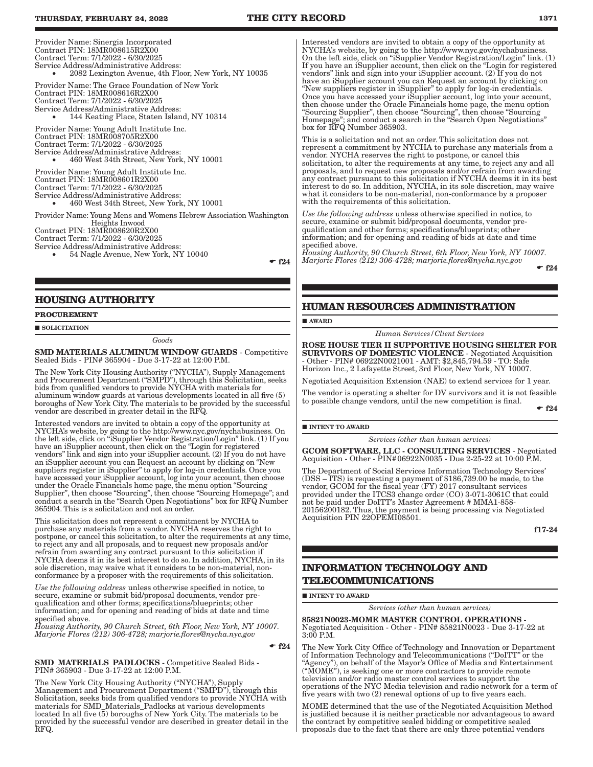Provider Name: Sinergia Incorporated
Contract PIN: 18MR008615R2X00
Contract Term: 7/1/2022 - 6/30/2025
Service Address/Administrative Address:

- 2082 Lexington Avenue, 4th Floor, New York, NY 10035

Provider Name: The Grace Foundation of New York
Contract PIN: 18MR008616R2X00
Contract Term: 7/1/2022 - 6/30/2025
Service Address/Administrative Address:

- 144 Keating Place, Staten Island, NY 10314

Provider Name: Young Adult Institute Inc.
Contract PIN: 18MR008705R2X00
Contract Term: 7/1/2022 - 6/30/2025
Service Address/Administrative Address:

- 460 West 34th Street, New York, NY 10001

Provider Name: Young Adult Institute Inc.
Contract PIN: 18MR008601R2X00
Contract Term: 7/1/2022 - 6/30/2025
Service Address/Administrative Address:

- 460 West 34th Street, New York, NY 10001

Provider Name: Young Mens and Womens Hebrew Association Washington Heights Inwood
Contract PIN: 18MR008620R2X00
Contract Term: 7/1/2022 - 6/30/2025
Service Address/Administrative Address:

- 54 Nagle Avenue, New York, NY 10040

☛ f24

## HOUSING AUTHORITY

**PROCUREMENT**

■ **SOLICITATION**

*Goods*

**SMD MATERIALS ALUMINUM WINDOW GUARDS** - Competitive Sealed Bids - PIN# 365904 - Due 3-17-22 at 12:00 P.M.

The New York City Housing Authority ("NYCHA"), Supply Management and Procurement Department ("SMPD"), through this Solicitation, seeks bids from qualified vendors to provide NYCHA with materials for aluminum window guards at various developments located in all five (5) boroughs of New York City. The materials to be provided by the successful vendor are described in greater detail in the RFQ.

Interested vendors are invited to obtain a copy of the opportunity at NYCHA's website, by going to the http://www.nyc.gov/nychabusiness. On the left side, click on "iSupplier Vendor Registration/Login" link. (1) If you have an iSupplier account, then click on the "Login for registered vendors" link and sign into your iSupplier account. (2) If you do not have an iSupplier account you can Request an account by clicking on "New suppliers register in iSupplier" to apply for log-in credentials. Once you have accessed your iSupplier account, log into your account, then choose under the Oracle Financials home page, the menu option "Sourcing Supplier", then choose "Sourcing", then choose "Sourcing Homepage"; and conduct a search in the "Search Open Negotiations" box for RFQ Number 365904. This is a solicitation and not an order.

This solicitation does not represent a commitment by NYCHA to purchase any materials from a vendor. NYCHA reserves the right to postpone, or cancel this solicitation, to alter the requirements at any time, to reject any and all proposals, and to request new proposals and/or refrain from awarding any contract pursuant to this solicitation if NYCHA deems it in its best interest to do so. In addition, NYCHA, in its sole discretion, may waive what it considers to be non-material, non-conformance by a proposer with the requirements of this solicitation.

*Use the following address* unless otherwise specified in notice, to secure, examine or submit bid/proposal documents, vendor pre-qualification and other forms; specifications/blueprints; other information; and for opening and reading of bids at date and time specified above.
*Housing Authority, 90 Church Street, 6th Floor, New York, NY 10007. Marjorie Flores (212) 306-4728; marjorie.flores@nycha.nyc.gov*

☛ f24

**SMD_MATERIALS_PADLOCKS** - Competitive Sealed Bids - PIN# 365903 - Due 3-17-22 at 12:00 P.M.

The New York City Housing Authority ("NYCHA"), Supply Management and Procurement Department ("SMPD"), through this Solicitation, seeks bids from qualified vendors to provide NYCHA with materials for SMD_Materials_Padlocks at various developments located In all five (5) boroughs of New York City. The materials to be provided by the successful vendor are described in greater detail in the RFQ.

Interested vendors are invited to obtain a copy of the opportunity at NYCHA's website, by going to the http://www.nyc.gov/nychabusiness. On the left side, click on "iSupplier Vendor Registration/Login" link. (1) If you have an iSupplier account, then click on the "Login for registered vendors" link and sign into your iSupplier account. (2) If you do not have an iSupplier account you can Request an account by clicking on "New suppliers register in iSupplier" to apply for log-in credentials. Once you have accessed your iSupplier account, log into your account, then choose under the Oracle Financials home page, the menu option "Sourcing Supplier", then choose "Sourcing", then choose "Sourcing Homepage"; and conduct a search in the "Search Open Negotiations" box for RFQ Number 365903.

This is a solicitation and not an order. This solicitation does not represent a commitment by NYCHA to purchase any materials from a vendor. NYCHA reserves the right to postpone, or cancel this solicitation, to alter the requirements at any time, to reject any and all proposals, and to request new proposals and/or refrain from awarding any contract pursuant to this solicitation if NYCHA deems it in its best interest to do so. In addition, NYCHA, in its sole discretion, may waive what it considers to be non-material, non-conformance by a proposer with the requirements of this solicitation.

*Use the following address* unless otherwise specified in notice, to secure, examine or submit bid/proposal documents, vendor pre-qualification and other forms; specifications/blueprints; other information; and for opening and reading of bids at date and time specified above.
*Housing Authority, 90 Church Street, 6th Floor, New York, NY 10007. Marjorie Flores (212) 306-4728; marjorie.flores@nycha.nyc.gov*

☛ f24

## HUMAN RESOURCES ADMINISTRATION

■ **AWARD**

*Human Services/Client Services*

**ROSE HOUSE TIER II SUPPORTIVE HOUSING SHELTER FOR SURVIVORS OF DOMESTIC VIOLENCE** - Negotiated Acquisition - Other - PIN# 06922N0021001 - AMT: $2,845,794.59 - TO: Safe Horizon Inc., 2 Lafayette Street, 3rd Floor, New York, NY 10007.

Negotiated Acquisition Extension (NAE) to extend services for 1 year.

The vendor is operating a shelter for DV survivors and it is not feasible to possible change vendors, until the new competition is final.

☛ f24

■ **INTENT TO AWARD**

*Services (other than human services)*

**GCOM SOFTWARE, LLC - CONSULTING SERVICES** - Negotiated Acquisition - Other - PIN#06922N0035 - Due 2-25-22 at 10:00 P.M.

The Department of Social Services Information Technology Services' (DSS – ITS) is requesting a payment of $186,739.00 be made, to the vendor, GCOM for the fiscal year (FY) 2017 consultant services provided under the ITCS3 change order (CO) 3-071-3061C that could not be paid under DoITT's Master Agreement # MMA1-858-20156200182. Thus, the payment is being processing via Negotiated Acquisition PIN 22OPEMI08501.

f17-24

## INFORMATION TECHNOLOGY AND TELECOMMUNICATIONS

■ **INTENT TO AWARD**

*Services (other than human services)*

**85821N0023-MOME MASTER CONTROL OPERATIONS** - Negotiated Acquisition - Other - PIN# 85821N0023 - Due 3-17-22 at 3:00 P.M.

The New York City Office of Technology and Innovation or Department of Information Technology and Telecommunications ("DoITT" or the "Agency"), on behalf of the Mayor's Office of Media and Entertainment ("MOME"), is seeking one or more contractors to provide remote television and/or radio master control services to support the operations of the NYC Media television and radio network for a term of five years with two (2) renewal options of up to five years each.

MOME determined that the use of the Negotiated Acquisition Method is justified because it is neither practicable nor advantageous to award the contract by competitive sealed bidding or competitive sealed proposals due to the fact that there are only three potential vendors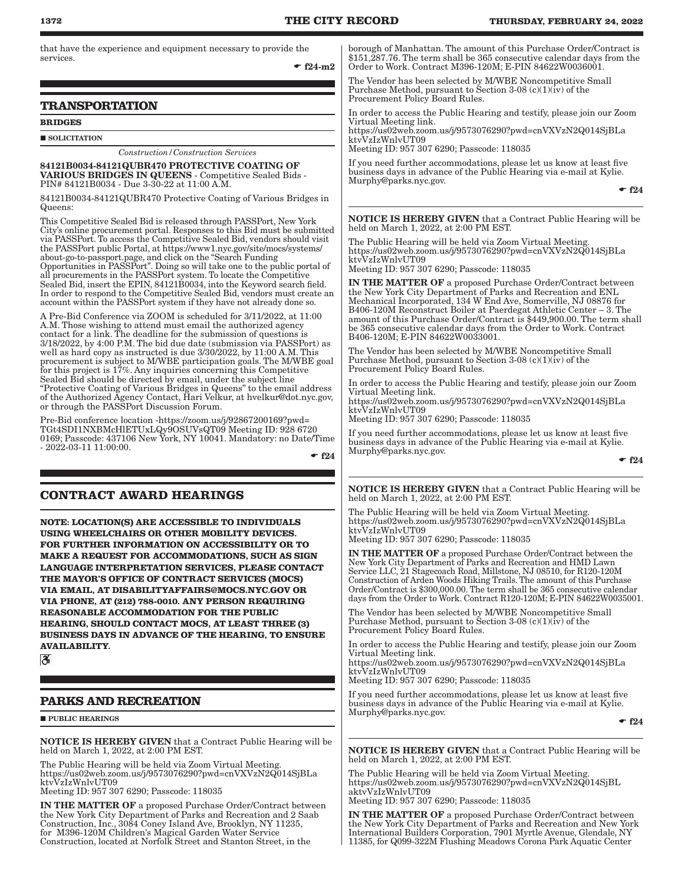that have the experience and equipment necessary to provide the services.

☛ f24-m2

## TRANSPORTATION

**BRIDGES**

■ **SOLICITATION**

*Construction/Construction Services*

**84121B0034-84121QUBR470 PROTECTIVE COATING OF VARIOUS BRIDGES IN QUEENS** - Competitive Sealed Bids - PIN# 84121B0034 - Due 3-30-22 at 11:00 A.M.

84121B0034-84121QUBR470 Protective Coating of Various Bridges in Queens:

This Competitive Sealed Bid is released through PASSPort, New York City's online procurement portal. Responses to this Bid must be submitted via PASSPort. To access the Competitive Sealed Bid, vendors should visit the PASSPort public Portal, at https://www1.nyc.gov/site/mocs/systems/about-go-to-passport.page, and click on the "Search Funding Opportunities in PASSPort". Doing so will take one to the public portal of all procurements in the PASSPort system. To locate the Competitive Sealed Bid, insert the EPIN, 84121B0034, into the Keyword search field. In order to respond to the Competitive Sealed Bid, vendors must create an account within the PASSPort system if they have not already done so.

A Pre-Bid Conference via ZOOM is scheduled for 3/11/2022, at 11:00 A.M. Those wishing to attend must email the authorized agency contact for a link. The deadline for the submission of questions is 3/18/2022, by 4:00 P.M. The bid due date (submission via PASSPort) as well as hard copy as instructed is due 3/30/2022, by 11:00 A.M. This procurement is subject to M/WBE participation goals. The M/WBE goal for this project is 17%. Any inquiries concerning this Competitive Sealed Bid should be directed by email, under the subject line "Protective Coating of Various Bridges in Queens" to the email address of the Authorized Agency Contact, Hari Velkur, at hvelkur@dot.nyc.gov, or through the PASSPort Discussion Forum.

Pre-Bid conference location -https://zoom.us/j/92867200169?pwd=TGt4SDI1NXBMcHlETUxLQy9OSUVsQT09 Meeting ID: 928 6720 0169; Passcode: 437106 New York, NY 10041. Mandatory: no Date/Time - 2022-03-11 11:00:00.

☛ f24

# CONTRACT AWARD HEARINGS

**NOTE: LOCATION(S) ARE ACCESSIBLE TO INDIVIDUALS USING WHEELCHAIRS OR OTHER MOBILITY DEVICES. FOR FURTHER INFORMATION ON ACCESSIBILITY OR TO MAKE A REQUEST FOR ACCOMMODATIONS, SUCH AS SIGN LANGUAGE INTERPRETATION SERVICES, PLEASE CONTACT THE MAYOR'S OFFICE OF CONTRACT SERVICES (MOCS) VIA EMAIL, AT DISABILITYAFFAIRS@MOCS.NYC.GOV OR VIA PHONE, AT (212) 788-0010. ANY PERSON REQUIRING REASONABLE ACCOMMODATION FOR THE PUBLIC HEARING, SHOULD CONTACT MOCS, AT LEAST THREE (3) BUSINESS DAYS IN ADVANCE OF THE HEARING, TO ENSURE AVAILABILITY.**

## PARKS AND RECREATION

■ **PUBLIC HEARINGS**

**NOTICE IS HEREBY GIVEN** that a Contract Public Hearing will be held on March 1, 2022, at 2:00 PM EST.

The Public Hearing will be held via Zoom Virtual Meeting.
https://us02web.zoom.us/j/9573076290?pwd=cnVXVzN2Q014SjBLaktvVzIzWnlvUT09
Meeting ID: 957 307 6290; Passcode: 118035

**IN THE MATTER OF** a proposed Purchase Order/Contract between the New York City Department of Parks and Recreation and 2 Saab Construction, Inc., 3084 Coney Island Ave, Brooklyn, NY 11235, for M396-120M Children's Magical Garden Water Service Construction, located at Norfolk Street and Stanton Street, in the borough of Manhattan. The amount of this Purchase Order/Contract is $151,287.76. The term shall be 365 consecutive calendar days from the Order to Work. Contract M396-120M; E-PIN 84622W0036001.

The Vendor has been selected by M/WBE Noncompetitive Small Purchase Method, pursuant to Section 3-08 (c)(1)(iv) of the Procurement Policy Board Rules.

In order to access the Public Hearing and testify, please join our Zoom Virtual Meeting link.
https://us02web.zoom.us/j/9573076290?pwd=cnVXVzN2Q014SjBLaktvVzIzWnlvUT09
Meeting ID: 957 307 6290; Passcode: 118035

If you need further accommodations, please let us know at least five business days in advance of the Public Hearing via e-mail at Kylie.Murphy@parks.nyc.gov.

☛ f24

**NOTICE IS HEREBY GIVEN** that a Contract Public Hearing will be held on March 1, 2022, at 2:00 PM EST.

The Public Hearing will be held via Zoom Virtual Meeting.
https://us02web.zoom.us/j/9573076290?pwd=cnVXVzN2Q014SjBLaktvVzIzWnlvUT09
Meeting ID: 957 307 6290; Passcode: 118035

**IN THE MATTER OF** a proposed Purchase Order/Contract between the New York City Department of Parks and Recreation and ENL Mechanical Incorporated, 134 W End Ave, Somerville, NJ 08876 for B406-120M Reconstruct Boiler at Paerdegat Athletic Center – 3. The amount of this Purchase Order/Contract is $449,900.00. The term shall be 365 consecutive calendar days from the Order to Work. Contract B406-120M; E-PIN 84622W0033001.

The Vendor has been selected by M/WBE Noncompetitive Small Purchase Method, pursuant to Section 3-08 (c)(1)(iv) of the Procurement Policy Board Rules.

In order to access the Public Hearing and testify, please join our Zoom Virtual Meeting link.
https://us02web.zoom.us/j/9573076290?pwd=cnVXVzN2Q014SjBLaktvVzIzWnlvUT09
Meeting ID: 957 307 6290; Passcode: 118035

If you need further accommodations, please let us know at least five business days in advance of the Public Hearing via e-mail at Kylie.Murphy@parks.nyc.gov.

☛ f24

**NOTICE IS HEREBY GIVEN** that a Contract Public Hearing will be held on March 1, 2022, at 2:00 PM EST.

The Public Hearing will be held via Zoom Virtual Meeting.
https://us02web.zoom.us/j/9573076290?pwd=cnVXVzN2Q014SjBLaktvVzIzWnlvUT09
Meeting ID: 957 307 6290; Passcode: 118035

**IN THE MATTER OF** a proposed Purchase Order/Contract between the New York City Department of Parks and Recreation and HMD Lawn Service LLC, 21 Stagecoach Road, Millstone, NJ 08510, for R120-120M Construction of Arden Woods Hiking Trails. The amount of this Purchase Order/Contract is $300,000.00. The term shall be 365 consecutive calendar days from the Order to Work. Contract R120-120M; E-PIN 84622W0035001.

The Vendor has been selected by M/WBE Noncompetitive Small Purchase Method, pursuant to Section 3-08 (c)(1)(iv) of the Procurement Policy Board Rules.

In order to access the Public Hearing and testify, please join our Zoom Virtual Meeting link.
https://us02web.zoom.us/j/9573076290?pwd=cnVXVzN2Q014SjBLaktvVzIzWnlvUT09
Meeting ID: 957 307 6290; Passcode: 118035

If you need further accommodations, please let us know at least five business days in advance of the Public Hearing via e-mail at Kylie.Murphy@parks.nyc.gov.

☛ f24

**NOTICE IS HEREBY GIVEN** that a Contract Public Hearing will be held on March 1, 2022, at 2:00 PM EST.

The Public Hearing will be held via Zoom Virtual Meeting.
https://us02web.zoom.us/j/9573076290?pwd=cnVXVzN2Q014SjBLaktvVzIzWnlvUT09
Meeting ID: 957 307 6290; Passcode: 118035

**IN THE MATTER OF** a proposed Purchase Order/Contract between the New York City Department of Parks and Recreation and New York International Builders Corporation, 7901 Myrtle Avenue, Glendale, NY 11385, for Q099-322M Flushing Meadows Corona Park Aquatic Center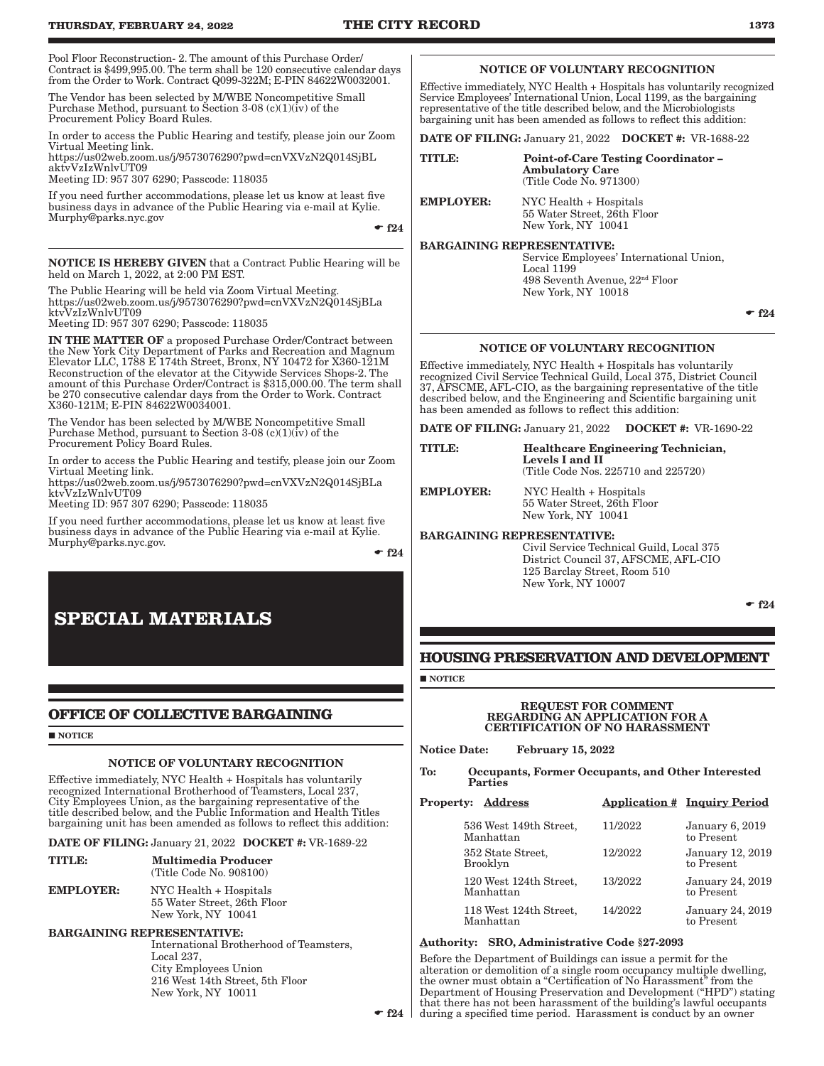Pool Floor Reconstruction- 2. The amount of this Purchase Order/Contract is $499,995.00. The term shall be 120 consecutive calendar days from the Order to Work. Contract Q099-322M; E-PIN 84622W0032001.

The Vendor has been selected by M/WBE Noncompetitive Small Purchase Method, pursuant to Section 3-08 (c)(1)(iv) of the Procurement Policy Board Rules.

In order to access the Public Hearing and testify, please join our Zoom Virtual Meeting link.
https://us02web.zoom.us/j/9573076290?pwd=cnVXVzN2Q014SjBLaktvVzIzWnlvUT09
Meeting ID: 957 307 6290; Passcode: 118035

If you need further accommodations, please let us know at least five business days in advance of the Public Hearing via e-mail at Kylie.Murphy@parks.nyc.gov

☛ f24

**NOTICE IS HEREBY GIVEN** that a Contract Public Hearing will be held on March 1, 2022, at 2:00 PM EST.

The Public Hearing will be held via Zoom Virtual Meeting.
https://us02web.zoom.us/j/9573076290?pwd=cnVXVzN2Q014SjBLaktvVzIzWnlvUT09
Meeting ID: 957 307 6290; Passcode: 118035

**IN THE MATTER OF** a proposed Purchase Order/Contract between the New York City Department of Parks and Recreation and Magnum Elevator LLC, 1788 E 174th Street, Bronx, NY 10472 for X360-121M Reconstruction of the elevator at the Citywide Services Shops-2. The amount of this Purchase Order/Contract is $315,000.00. The term shall be 270 consecutive calendar days from the Order to Work. Contract X360-121M; E-PIN 84622W0034001.

The Vendor has been selected by M/WBE Noncompetitive Small Purchase Method, pursuant to Section 3-08 (c)(1)(iv) of the Procurement Policy Board Rules.

In order to access the Public Hearing and testify, please join our Zoom Virtual Meeting link.
https://us02web.zoom.us/j/9573076290?pwd=cnVXVzN2Q014SjBLaktvVzIzWnlvUT09
Meeting ID: 957 307 6290; Passcode: 118035

If you need further accommodations, please let us know at least five business days in advance of the Public Hearing via e-mail at Kylie.Murphy@parks.nyc.gov.

☛ f24

# SPECIAL MATERIALS

## OFFICE OF COLLECTIVE BARGAINING

■ NOTICE

### NOTICE OF VOLUNTARY RECOGNITION

Effective immediately, NYC Health + Hospitals has voluntarily recognized International Brotherhood of Teamsters, Local 237, City Employees Union, as the bargaining representative of the title described below, and the Public Information and Health Titles bargaining unit has been amended as follows to reflect this addition:

**DATE OF FILING:** January 21, 2022 **DOCKET #:** VR-1689-22

**TITLE:** **Multimedia Producer**
(Title Code No. 908100)

**EMPLOYER:** NYC Health + Hospitals
55 Water Street, 26th Floor
New York, NY 10041

**BARGAINING REPRESENTATIVE:**
International Brotherhood of Teamsters, Local 237,
City Employees Union
216 West 14th Street, 5th Floor
New York, NY 10011

☛ f24

### NOTICE OF VOLUNTARY RECOGNITION

Effective immediately, NYC Health + Hospitals has voluntarily recognized Service Employees' International Union, Local 1199, as the bargaining representative of the title described below, and the Microbiologists bargaining unit has been amended as follows to reflect this addition:

**DATE OF FILING:** January 21, 2022 **DOCKET #:** VR-1688-22

**TITLE:** **Point-of-Care Testing Coordinator – Ambulatory Care**
(Title Code No. 971300)

**EMPLOYER:** NYC Health + Hospitals
55 Water Street, 26th Floor
New York, NY 10041

**BARGAINING REPRESENTATIVE:**
Service Employees' International Union, Local 1199
498 Seventh Avenue, 22nd Floor
New York, NY 10018

☛ f24

### NOTICE OF VOLUNTARY RECOGNITION

Effective immediately, NYC Health + Hospitals has voluntarily recognized Civil Service Technical Guild, Local 375, District Council 37, AFSCME, AFL-CIO, as the bargaining representative of the title described below, and the Engineering and Scientific bargaining unit has been amended as follows to reflect this addition:

**DATE OF FILING:** January 21, 2022 **DOCKET #:** VR-1690-22

**TITLE:** **Healthcare Engineering Technician, Levels I and II**
(Title Code Nos. 225710 and 225720)

**EMPLOYER:** NYC Health + Hospitals
55 Water Street, 26th Floor
New York, NY 10041

**BARGAINING REPRESENTATIVE:**
Civil Service Technical Guild, Local 375
District Council 37, AFSCME, AFL-CIO
125 Barclay Street, Room 510
New York, NY 10007

☛ f24

## HOUSING PRESERVATION AND DEVELOPMENT

■ NOTICE

### REQUEST FOR COMMENT REGARDING AN APPLICATION FOR A CERTIFICATION OF NO HARASSMENT

**Notice Date:** **February 15, 2022**

**To:** **Occupants, Former Occupants, and Other Interested Parties**

| Property: Address | Application # | Inquiry Period |
|---|---|---|
| 536 West 149th Street, Manhattan | 11/2022 | January 6, 2019 to Present |
| 352 State Street, Brooklyn | 12/2022 | January 12, 2019 to Present |
| 120 West 124th Street, Manhattan | 13/2022 | January 24, 2019 to Present |
| 118 West 124th Street, Manhattan | 14/2022 | January 24, 2019 to Present |

**Authority: SRO, Administrative Code §27-2093**

Before the Department of Buildings can issue a permit for the alteration or demolition of a single room occupancy multiple dwelling, the owner must obtain a "Certification of No Harassment" from the Department of Housing Preservation and Development ("HPD") stating that there has not been harassment of the building's lawful occupants during a specified time period. Harassment is conduct by an owner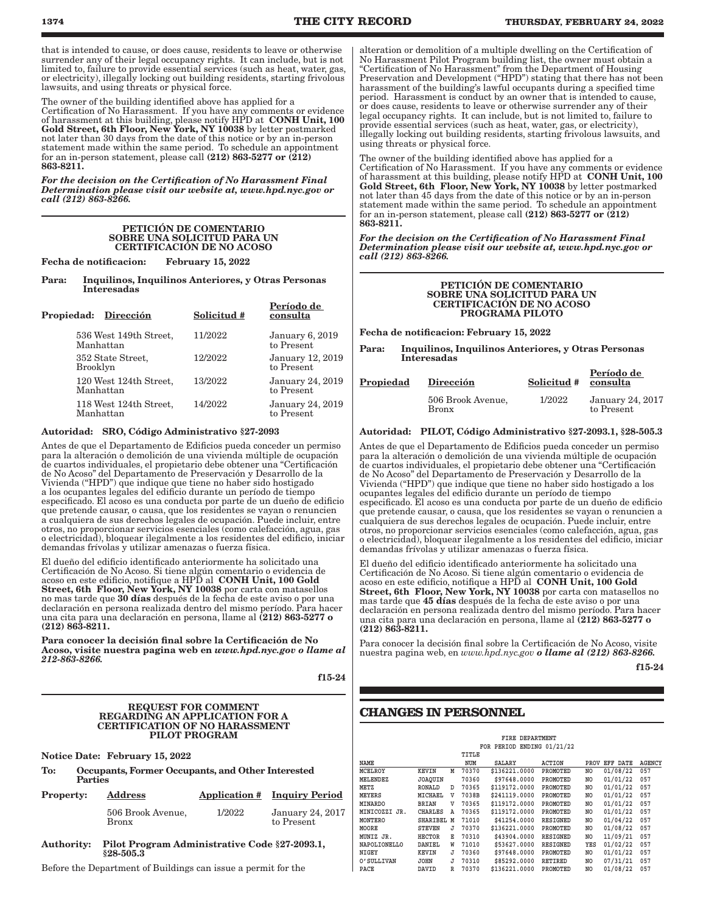that is intended to cause, or does cause, residents to leave or otherwise surrender any of their legal occupancy rights. It can include, but is not limited to, failure to provide essential services (such as heat, water, gas, or electricity), illegally locking out building residents, starting frivolous lawsuits, and using threats or physical force.

The owner of the building identified above has applied for a Certification of No Harassment. If you have any comments or evidence of harassment at this building, please notify HPD at **CONH Unit, 100 Gold Street, 6th Floor, New York, NY 10038** by letter postmarked not later than 30 days from the date of this notice or by an in-person statement made within the same period. To schedule an appointment for an in-person statement, please call **(212) 863-5277 or (212) 863-8211.**

***For the decision on the Certification of No Harassment Final Determination please visit our website at, www.hpd.nyc.gov or call (212) 863-8266.***

### PETICIÓN DE COMENTARIO SOBRE UNA SOLICITUD PARA UN CERTIFICACIÓN DE NO ACOSO

**Fecha de notificacion: February 15, 2022**

**Para: Inquilinos, Inquilinos Anteriores, y Otras Personas Interesadas**

| Propiedad: Dirección | Solicitud # | Período de consulta |
|---|---|---|
| 536 West 149th Street, Manhattan | 11/2022 | January 6, 2019 to Present |
| 352 State Street, Brooklyn | 12/2022 | January 12, 2019 to Present |
| 120 West 124th Street, Manhattan | 13/2022 | January 24, 2019 to Present |
| 118 West 124th Street, Manhattan | 14/2022 | January 24, 2019 to Present |

**Autoridad: SRO, Código Administrativo §27-2093**

Antes de que el Departamento de Edificios pueda conceder un permiso para la alteración o demolición de una vivienda múltiple de ocupación de cuartos individuales, el propietario debe obtener una "Certificación de No Acoso" del Departamento de Preservación y Desarrollo de la Vivienda ("HPD") que indique que tiene no haber sido hostigado a los ocupantes legales del edificio durante un período de tiempo especificado. El acoso es una conducta por parte de un dueño de edificio que pretende causar, o causa, que los residentes se vayan o renuncien a cualquiera de sus derechos legales de ocupación. Puede incluir, entre otros, no proporcionar servicios esenciales (como calefacción, agua, gas o electricidad), bloquear ilegalmente a los residentes del edificio, iniciar demandas frívolas y utilizar amenazas o fuerza física.

El dueño del edificio identificado anteriormente ha solicitado una Certificación de No Acoso. Si tiene algún comentario o evidencia de acoso en este edificio, notifique a HPD al **CONH Unit, 100 Gold Street, 6th Floor, New York, NY 10038** por carta con matasellos no mas tarde que **30 días** después de la fecha de este aviso o por una declaración en persona realizada dentro del mismo período. Para hacer una cita para una declaración en persona, llame al **(212) 863-5277 o (212) 863-8211.**

**Para conocer la decisión final sobre la Certificación de No Acoso, visite nuestra pagina web en *www.hpd.nyc.gov o llame al 212-863-8266.***

**f15-24**

### REQUEST FOR COMMENT REGARDING AN APPLICATION FOR A CERTIFICATION OF NO HARASSMENT PILOT PROGRAM

**Notice Date: February 15, 2022**

**To: Occupants, Former Occupants, and Other Interested Parties**

| Property: Address | Application # | Inquiry Period |
|---|---|---|
| 506 Brook Avenue, Bronx | 1/2022 | January 24, 2017 to Present |

**Authority: Pilot Program Administrative Code §27-2093.1, §28-505.3**

Before the Department of Buildings can issue a permit for the alteration or demolition of a multiple dwelling on the Certification of No Harassment Pilot Program building list, the owner must obtain a "Certification of No Harassment" from the Department of Housing Preservation and Development ("HPD") stating that there has not been harassment of the building's lawful occupants during a specified time period. Harassment is conduct by an owner that is intended to cause, or does cause, residents to leave or otherwise surrender any of their legal occupancy rights. It can include, but is not limited to, failure to provide essential services (such as heat, water, gas, or electricity), illegally locking out building residents, starting frivolous lawsuits, and using threats or physical force.

The owner of the building identified above has applied for a Certification of No Harassment. If you have any comments or evidence of harassment at this building, please notify HPD at **CONH Unit, 100 Gold Street, 6th Floor, New York, NY 10038** by letter postmarked not later than 45 days from the date of this notice or by an in-person statement made within the same period. To schedule an appointment for an in-person statement, please call **(212) 863-5277 or (212) 863-8211.**

***For the decision on the Certification of No Harassment Final Determination please visit our website at, www.hpd.nyc.gov or call (212) 863-8266.***

### PETICIÓN DE COMENTARIO SOBRE UNA SOLICITUD PARA UN CERTIFICACIÓN DE NO ACOSO PROGRAMA PILOTO

**Fecha de notificacion: February 15, 2022**

**Para: Inquilinos, Inquilinos Anteriores, y Otras Personas Interesadas**

| Propiedad | Dirección | Solicitud # | Período de consulta |
|---|---|---|---|
| | 506 Brook Avenue, Bronx | 1/2022 | January 24, 2017 to Present |

**Autoridad: PILOT, Código Administrativo §27-2093.1, §28-505.3**

Antes de que el Departamento de Edificios pueda conceder un permiso para la alteración o demolición de una vivienda múltiple de ocupación de cuartos individuales, el propietario debe obtener una "Certificación de No Acoso" del Departamento de Preservación y Desarrollo de la Vivienda ("HPD") que indique que tiene no haber sido hostigado a los ocupantes legales del edificio durante un período de tiempo especificado. El acoso es una conducta por parte de un dueño de edificio que pretende causar, o causa, que los residentes se vayan o renuncien a cualquiera de sus derechos legales de ocupación. Puede incluir, entre otros, no proporcionar servicios esenciales (como calefacción, agua, gas o electricidad), bloquear ilegalmente a los residentes del edificio, iniciar demandas frívolas y utilizar amenazas o fuerza física.

El dueño del edificio identificado anteriormente ha solicitado una Certificación de No Acoso. Si tiene algún comentario o evidencia de acoso en este edificio, notifique a HPD al **CONH Unit, 100 Gold Street, 6th Floor, New York, NY 10038** por carta con matasellos no mas tarde que **45 días** después de la fecha de este aviso o por una declaración en persona realizada dentro del mismo período. Para hacer una cita para una declaración en persona, llame al **(212) 863-5277 o (212) 863-8211.**

Para conocer la decisión final sobre la Certificación de No Acoso, visite nuestra pagina web, en *www.hpd.nyc.gov* ***o llame al (212) 863-8266.***

**f15-24**

## CHANGES IN PERSONNEL

FIRE DEPARTMENT
FOR PERIOD ENDING 01/21/22

| NAME | | | TITLE NUM | SALARY | ACTION | PROV | EFF DATE | AGENCY |
|---|---|---|---|---|---|---|---|---|
| MCELROY | KEVIN | M | 70370 | $136221.0000 | PROMOTED | NO | 01/08/22 | 057 |
| MELENDEZ | JOAQUIN | | 70360 | $97648.0000 | PROMOTED | NO | 01/01/22 | 057 |
| METZ | RONALD | D | 70365 | $119172.0000 | PROMOTED | NO | 01/01/22 | 057 |
| MEYERS | MICHAEL | V | 7038B | $241119.0000 | PROMOTED | NO | 01/01/22 | 057 |
| MINARDO | BRIAN | V | 70365 | $119172.0000 | PROMOTED | NO | 01/01/22 | 057 |
| MINICOZZI JR. | CHARLES | A | 70365 | $119172.0000 | PROMOTED | NO | 01/01/22 | 057 |
| MONTERO | SHARIBEL | M | 71010 | $41254.0000 | RESIGNED | NO | 01/04/22 | 057 |
| MOORE | STEVEN | J | 70370 | $136221.0000 | PROMOTED | NO | 01/08/22 | 057 |
| MUNIZ JR. | HECTOR | E | 70310 | $43904.0000 | RESIGNED | NO | 11/09/21 | 057 |
| NAPOLIONELLO | DANIEL | W | 71010 | $53627.0000 | RESIGNED | YES | 01/02/22 | 057 |
| NIGEY | KEVIN | J | 70360 | $97648.0000 | PROMOTED | NO | 01/01/22 | 057 |
| O'SULLIVAN | JOHN | J | 70310 | $85292.0000 | RETIRED | NO | 07/31/21 | 057 |
| PACE | DAVID | R | 70370 | $136221.0000 | PROMOTED | NO | 01/08/22 | 057 |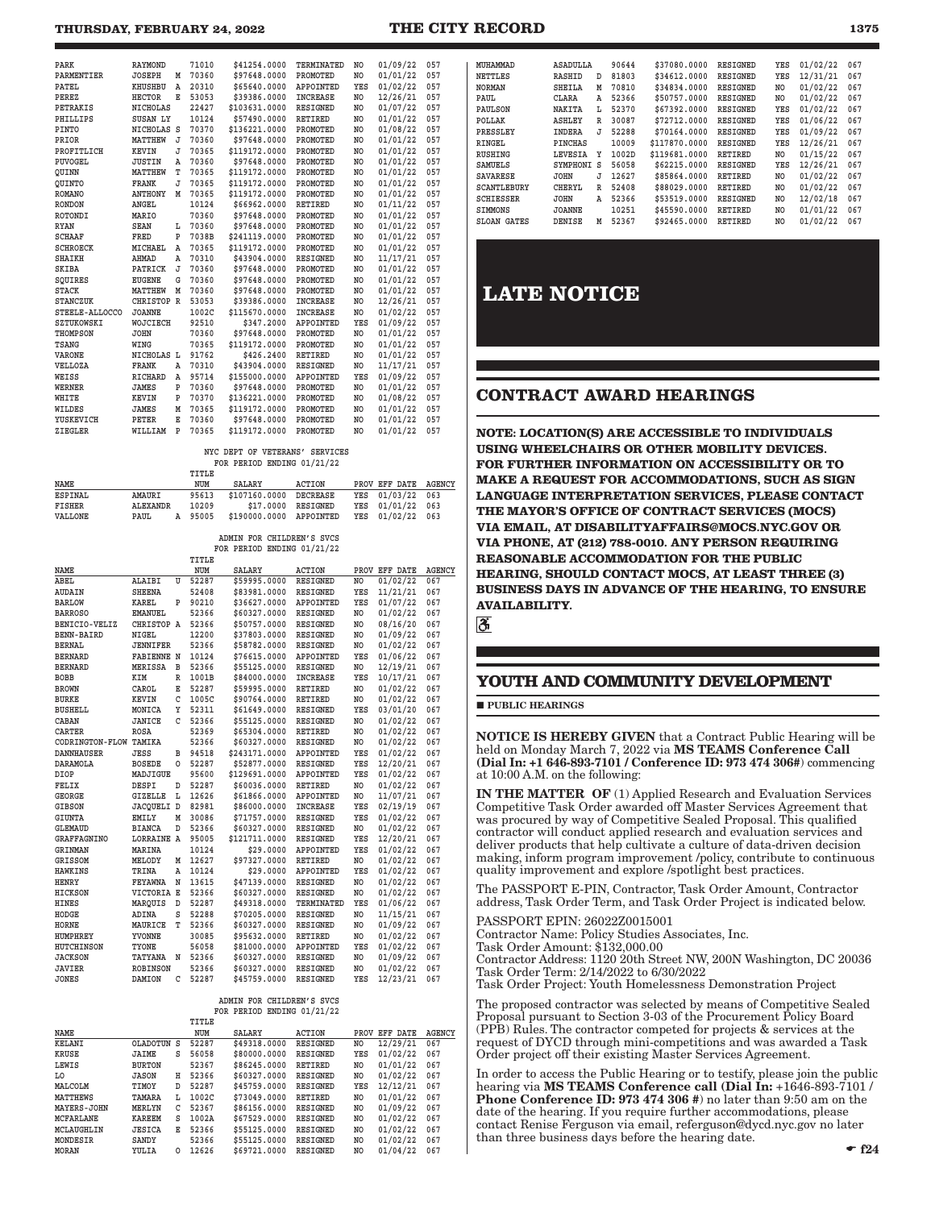| NAME | | | TITLE NUM | SALARY | ACTION | PROV | EFF DATE | AGENCY |
|---|---|---|---|---|---|---|---|---|
| PARK | RAYMOND | | 71010 | $41254.0000 | TERMINATED | NO | 01/09/22 | 057 |
| PARMENTIER | JOSEPH | M | 70360 | $97648.0000 | PROMOTED | NO | 01/01/22 | 057 |
| PATEL | KHUSHBU | A | 20310 | $65640.0000 | APPOINTED | YES | 01/02/22 | 057 |
| PEREZ | HECTOR | E | 53053 | $39386.0000 | INCREASE | NO | 12/26/21 | 057 |
| PETRAKIS | NICHOLAS | | 22427 | $103631.0000 | RESIGNED | NO | 01/07/22 | 057 |
| PHILLIPS | SUSAN LY | | 10124 | $57490.0000 | RETIRED | NO | 01/01/22 | 057 |
| PINTO | NICHOLAS | S | 70370 | $136221.0000 | PROMOTED | NO | 01/08/22 | 057 |
| PRIOR | MATTHEW | J | 70360 | $97648.0000 | PROMOTED | NO | 01/01/22 | 057 |
| PROFITLICH | KEVIN | J | 70365 | $119172.0000 | PROMOTED | NO | 01/01/22 | 057 |
| PUVOGEL | JUSTIN | A | 70360 | $97648.0000 | PROMOTED | NO | 01/01/22 | 057 |
| QUINN | MATTHEW | T | 70365 | $119172.0000 | PROMOTED | NO | 01/01/22 | 057 |
| QUINTO | FRANK | J | 70365 | $119172.0000 | PROMOTED | NO | 01/01/22 | 057 |
| ROMANO | ANTHONY | M | 70365 | $119172.0000 | PROMOTED | NO | 01/01/22 | 057 |
| RONDON | ANGEL | | 10124 | $66962.0000 | RETIRED | NO | 01/11/22 | 057 |
| ROTONDI | MARIO | | 70360 | $97648.0000 | PROMOTED | NO | 01/01/22 | 057 |
| RYAN | SEAN | L | 70360 | $97648.0000 | PROMOTED | NO | 01/01/22 | 057 |
| SCHAAF | FRED | P | 7038B | $241119.0000 | PROMOTED | NO | 01/01/22 | 057 |
| SCHROECK | MICHAEL | A | 70365 | $119172.0000 | PROMOTED | NO | 01/01/22 | 057 |
| SHAIKH | AHMAD | A | 70310 | $43904.0000 | RESIGNED | NO | 11/17/21 | 057 |
| SKIBA | PATRICK | J | 70360 | $97648.0000 | PROMOTED | NO | 01/01/22 | 057 |
| SQUIRES | EUGENE | G | 70360 | $97648.0000 | PROMOTED | NO | 01/01/22 | 057 |
| STACK | MATTHEW | M | 70360 | $97648.0000 | PROMOTED | NO | 01/01/22 | 057 |
| STANCZUK | CHRISTOP | R | 53053 | $39386.0000 | INCREASE | NO | 12/26/21 | 057 |
| STEELE-ALLOCCO | JOANNE | | 1002C | $115670.0000 | INCREASE | NO | 01/02/22 | 057 |
| SZTUKOWSKI | WOJCIECH | | 92510 | $347.2000 | APPOINTED | YES | 01/09/22 | 057 |
| THOMPSON | JOHN | | 70360 | $97648.0000 | PROMOTED | NO | 01/01/22 | 057 |
| TSANG | WING | | 70365 | $119172.0000 | PROMOTED | NO | 01/01/22 | 057 |
| VARONE | NICHOLAS | L | 91762 | $426.2400 | RETIRED | NO | 01/01/22 | 057 |
| VELLOZA | FRANK | A | 70310 | $43904.0000 | RESIGNED | NO | 11/17/21 | 057 |
| WEISS | RICHARD | A | 95714 | $155000.0000 | APPOINTED | YES | 01/09/22 | 057 |
| WERNER | JAMES | P | 70360 | $97648.0000 | PROMOTED | NO | 01/01/22 | 057 |
| WHITE | KEVIN | P | 70370 | $136221.0000 | PROMOTED | NO | 01/08/22 | 057 |
| WILDES | JAMES | M | 70365 | $119172.0000 | PROMOTED | NO | 01/01/22 | 057 |
| YUSKEVICH | PETER | E | 70360 | $97648.0000 | PROMOTED | NO | 01/01/22 | 057 |
| ZIEGLER | WILLIAM | P | 70365 | $119172.0000 | PROMOTED | NO | 01/01/22 | 057 |

NYC DEPT OF VETERANS' SERVICES
FOR PERIOD ENDING 01/21/22

| NAME | | | TITLE NUM | SALARY | ACTION | PROV | EFF DATE | AGENCY |
|---|---|---|---|---|---|---|---|---|
| ESPINAL | AMAURI | | 95613 | $107160.0000 | DECREASE | YES | 01/03/22 | 063 |
| FISHER | ALEXANDR | | 10209 | $17.0000 | RESIGNED | YES | 01/01/22 | 063 |
| VALLONE | PAUL | A | 95005 | $190000.0000 | APPOINTED | YES | 01/02/22 | 063 |

ADMIN FOR CHILDREN'S SVCS
FOR PERIOD ENDING 01/21/22

| NAME | | | TITLE NUM | SALARY | ACTION | PROV | EFF DATE | AGENCY |
|---|---|---|---|---|---|---|---|---|
| ABEL | ALAIBI | U | 52287 | $59995.0000 | RESIGNED | NO | 01/02/22 | 067 |
| AUDAIN | SHEENA | | 52408 | $83981.0000 | RESIGNED | YES | 11/21/21 | 067 |
| BARLOW | KAREL | P | 90210 | $36627.0000 | APPOINTED | YES | 01/07/22 | 067 |
| BARROSO | EMANUEL | | 52366 | $60327.0000 | RESIGNED | NO | 01/02/22 | 067 |
| BENICIO-VELIZ | CHRISTOP | A | 52366 | $50757.0000 | RESIGNED | NO | 08/16/20 | 067 |
| BENN-BAIRD | NIGEL | | 12200 | $37803.0000 | RESIGNED | NO | 01/09/22 | 067 |
| BERNAL | JENNIFER | | 52366 | $58782.0000 | RESIGNED | NO | 01/02/22 | 067 |
| BERNARD | FABIENNE | N | 10124 | $76615.0000 | APPOINTED | YES | 01/06/22 | 067 |
| BERNARD | MERISSA | B | 52366 | $55125.0000 | RESIGNED | NO | 12/19/21 | 067 |
| BOBB | KIM | R | 1001B | $84000.0000 | INCREASE | YES | 10/17/21 | 067 |
| BROWN | CAROL | E | 52287 | $59995.0000 | RETIRED | NO | 01/02/22 | 067 |
| BURKE | KEVIN | C | 1005C | $90764.0000 | RETIRED | NO | 01/02/22 | 067 |
| BUSHELL | MONICA | Y | 52311 | $61649.0000 | RESIGNED | YES | 03/01/20 | 067 |
| CABAN | JANICE | C | 52366 | $55125.0000 | RESIGNED | NO | 01/02/22 | 067 |
| CARTER | ROSA | | 52369 | $65304.0000 | RETIRED | NO | 01/02/22 | 067 |
| CODRINGTON-FLOW | TAMIKA | | 52366 | $60327.0000 | RESIGNED | NO | 01/02/22 | 067 |
| DANNHAUSER | JESS | B | 94518 | $243171.0000 | APPOINTED | YES | 01/02/22 | 067 |
| DARAMOLA | BOSEDE | O | 52287 | $52877.0000 | RESIGNED | YES | 12/20/21 | 067 |
| DIOP | MADJIGUE | | 95600 | $129691.0000 | APPOINTED | YES | 01/02/22 | 067 |
| FELIX | DESPI | D | 52287 | $60036.0000 | RETIRED | NO | 01/02/22 | 067 |
| GEORGE | GIZELLE | L | 12626 | $61866.0000 | APPOINTED | NO | 11/07/21 | 067 |
| GIBSON | JACQUELI | D | 82981 | $86000.0000 | INCREASE | YES | 02/19/19 | 067 |
| GIUNTA | EMILY | M | 30086 | $71757.0000 | RESIGNED | YES | 01/02/22 | 067 |
| GLEMAUD | BIANCA | D | 52366 | $60327.0000 | RESIGNED | NO | 01/02/22 | 067 |
| GRAFFAGNINO | LORRAINE | A | 95005 | $121711.0000 | RESIGNED | YES | 12/20/21 | 067 |
| GRINMAN | MARINA | | 10124 | $29.0000 | APPOINTED | YES | 01/02/22 | 067 |
| GRISSOM | MELODY | M | 12627 | $97327.0000 | RETIRED | NO | 01/02/22 | 067 |
| HAWKINS | TRINA | A | 10124 | $29.0000 | APPOINTED | YES | 01/02/22 | 067 |
| HENRY | FEYAWNA | N | 13615 | $47139.0000 | RESIGNED | NO | 01/02/22 | 067 |
| HICKSON | VICTORIA | E | 52366 | $60327.0000 | RESIGNED | NO | 01/02/22 | 067 |
| HINES | MARQUIS | D | 52287 | $49318.0000 | TERMINATED | YES | 01/06/22 | 067 |
| HODGE | ADINA | S | 52288 | $70205.0000 | RESIGNED | NO | 11/15/21 | 067 |
| HORNE | MAURICE | T | 52366 | $60327.0000 | RESIGNED | NO | 01/09/22 | 067 |
| HUMPHREY | YVONNE | | 30085 | $95632.0000 | RETIRED | NO | 01/02/22 | 067 |
| HUTCHINSON | TYONE | | 56058 | $81000.0000 | APPOINTED | YES | 01/02/22 | 067 |
| JACKSON | TATYANA | N | 52366 | $60327.0000 | RESIGNED | NO | 01/09/22 | 067 |
| JAVIER | ROBINSON | | 52366 | $60327.0000 | RESIGNED | NO | 01/02/22 | 067 |
| JONES | DAMION | C | 52287 | $45759.0000 | RESIGNED | YES | 12/23/21 | 067 |

ADMIN FOR CHILDREN'S SVCS
FOR PERIOD ENDING 01/21/22

| NAME | | | TITLE NUM | SALARY | ACTION | PROV | EFF DATE | AGENCY |
|---|---|---|---|---|---|---|---|---|
| KELANI | OLADOTUN | S | 52287 | $49318.0000 | RESIGNED | NO | 12/29/21 | 067 |
| KRUSE | JAIME | S | 56058 | $80000.0000 | RESIGNED | YES | 01/02/22 | 067 |
| LEWIS | BURTON | | 52367 | $86245.0000 | RETIRED | NO | 01/01/22 | 067 |
| LO | JASON | H | 52366 | $60327.0000 | RESIGNED | NO | 01/02/22 | 067 |
| MALCOLM | TIMOY | D | 52287 | $45759.0000 | RESIGNED | YES | 12/12/21 | 067 |
| MATTHEWS | TAMARA | L | 1002C | $73049.0000 | RETIRED | NO | 01/01/22 | 067 |
| MAYERS-JOHN | MERLYN | C | 52367 | $86156.0000 | RESIGNED | NO | 01/09/22 | 067 |
| MCFARLANE | KAREEM | S | 1002A | $67529.0000 | RESIGNED | NO | 01/02/22 | 067 |
| MCLAUGHLIN | JESICA | E | 52366 | $55125.0000 | RESIGNED | NO | 01/02/22 | 067 |
| MONDESIR | SANDY | | 52366 | $55125.0000 | RESIGNED | NO | 01/02/22 | 067 |
| MORAN | YULIA | O | 12626 | $69721.0000 | RESIGNED | NO | 01/04/22 | 067 |
| MUHAMMAD | ASADULLA | | 90644 | $37080.0000 | RESIGNED | YES | 01/02/22 | 067 |
| NETTLES | RASHID | D | 81803 | $34612.0000 | RESIGNED | YES | 12/31/21 | 067 |
| NORMAN | SHEILA | M | 70810 | $34834.0000 | RESIGNED | NO | 01/02/22 | 067 |
| PAUL | CLARA | A | 52366 | $50757.0000 | RESIGNED | NO | 01/02/22 | 067 |
| PAULSON | NAKITA | L | 52370 | $67392.0000 | RESIGNED | YES | 01/02/22 | 067 |
| POLLAK | ASHLEY | R | 30087 | $72712.0000 | RESIGNED | YES | 01/06/22 | 067 |
| PRESSLEY | INDERA | J | 52288 | $70164.0000 | RESIGNED | YES | 01/09/22 | 067 |
| RINGEL | PINCHAS | | 10009 | $117870.0000 | RESIGNED | YES | 12/26/21 | 067 |
| RUSHING | LEVESIA | Y | 1002D | $119681.0000 | RETIRED | NO | 01/15/22 | 067 |
| SAMUELS | SYMPHONI | S | 56058 | $62215.0000 | RESIGNED | YES | 12/26/21 | 067 |
| SAVARESE | JOHN | J | 12627 | $85864.0000 | RETIRED | NO | 01/02/22 | 067 |
| SCANTLEBURY | CHERYL | R | 52408 | $88029.0000 | RETIRED | NO | 01/02/22 | 067 |
| SCHIESSER | JOHN | A | 52366 | $53519.0000 | RESIGNED | NO | 12/02/18 | 067 |
| SIMMONS | JOANNE | | 10251 | $45590.0000 | RETIRED | NO | 01/01/22 | 067 |
| SLOAN GATES | DENISE | M | 52367 | $92465.0000 | RETIRED | NO | 01/02/22 | 067 |

# LATE NOTICE

## CONTRACT AWARD HEARINGS

**NOTE: LOCATION(S) ARE ACCESSIBLE TO INDIVIDUALS USING WHEELCHAIRS OR OTHER MOBILITY DEVICES. FOR FURTHER INFORMATION ON ACCESSIBILITY OR TO MAKE A REQUEST FOR ACCOMMODATIONS, SUCH AS SIGN LANGUAGE INTERPRETATION SERVICES, PLEASE CONTACT THE MAYOR'S OFFICE OF CONTRACT SERVICES (MOCS) VIA EMAIL, AT DISABILITYAFFAIRS@MOCS.NYC.GOV OR VIA PHONE, AT (212) 788-0010. ANY PERSON REQUIRING REASONABLE ACCOMMODATION FOR THE PUBLIC HEARING, SHOULD CONTACT MOCS, AT LEAST THREE (3) BUSINESS DAYS IN ADVANCE OF THE HEARING, TO ENSURE AVAILABILITY.**

## YOUTH AND COMMUNITY DEVELOPMENT

■ **PUBLIC HEARINGS**

**NOTICE IS HEREBY GIVEN** that a Contract Public Hearing will be held on Monday March 7, 2022 via **MS TEAMS Conference Call (Dial In: +1 646-893-7101 / Conference ID: 973 474 306#**) commencing at 10:00 A.M. on the following:

**IN THE MATTER OF** (1) Applied Research and Evaluation Services Competitive Task Order awarded off Master Services Agreement that was procured by way of Competitive Sealed Proposal. This qualified contractor will conduct applied research and evaluation services and deliver products that help cultivate a culture of data-driven decision making, inform program improvement /policy, contribute to continuous quality improvement and explore /spotlight best practices.

The PASSPORT E-PIN, Contractor, Task Order Amount, Contractor address, Task Order Term, and Task Order Project is indicated below.

PASSPORT EPIN: 26022Z0015001
Contractor Name: Policy Studies Associates, Inc.
Task Order Amount: $132,000.00
Contractor Address: 1120 20th Street NW, 200N Washington, DC 20036
Task Order Term: 2/14/2022 to 6/30/2022
Task Order Project: Youth Homelessness Demonstration Project

The proposed contractor was selected by means of Competitive Sealed Proposal pursuant to Section 3-03 of the Procurement Policy Board (PPB) Rules. The contractor competed for projects & services at the request of DYCD through mini-competitions and was awarded a Task Order project off their existing Master Services Agreement.

In order to access the Public Hearing or to testify, please join the public hearing via **MS TEAMS Conference call (Dial In:** +1646-893-7101 / **Phone Conference ID: 973 474 306 #**) no later than 9:50 am on the date of the hearing. If you require further accommodations, please contact Renise Ferguson via email, referguson@dycd.nyc.gov no later than three business days before the hearing date.

f24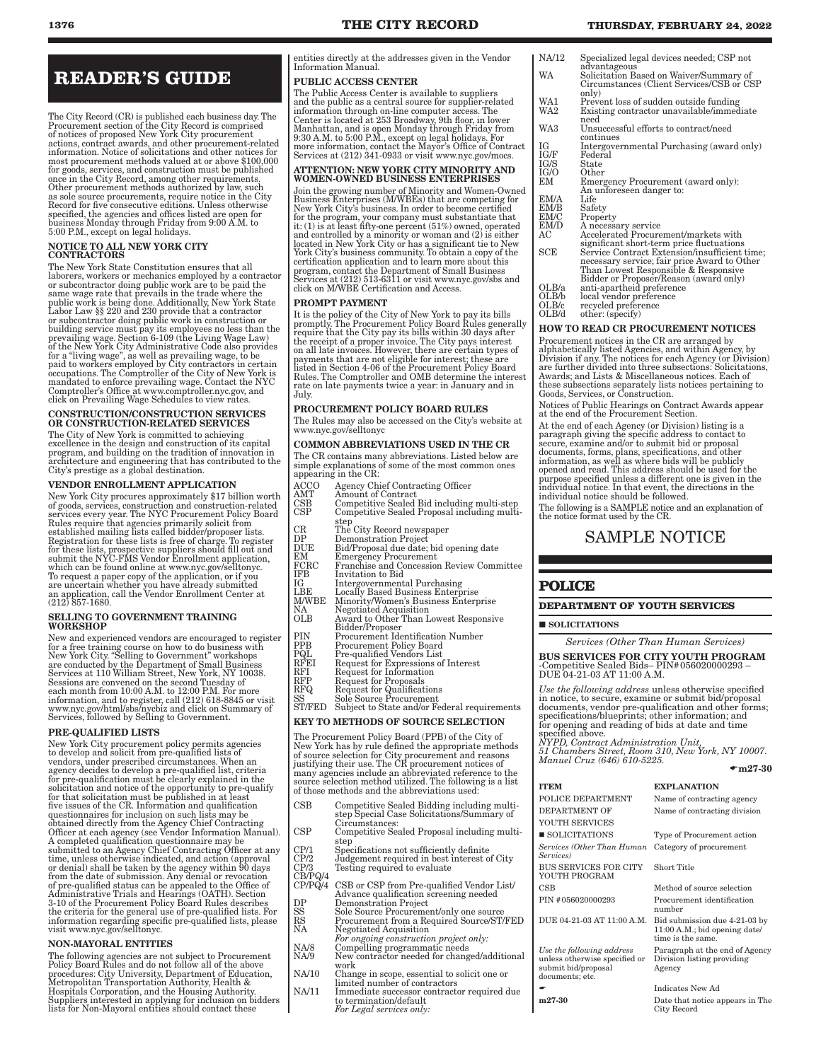# READER'S GUIDE

The City Record (CR) is published each business day. The Procurement section of the City Record is comprised of notices of proposed New York City procurement actions, contract awards, and other procurement-related information. Notice of solicitations and other notices for most procurement methods valued at or above $100,000 for goods, services, and construction must be published once in the City Record, among other requirements. Other procurement methods authorized by law, such as sole source procurements, require notice in the City Record for five consecutive editions. Unless otherwise specified, the agencies and offices listed are open for business Monday through Friday from 9:00 A.M. to 5:00 P.M., except on legal holidays.

### NOTICE TO ALL NEW YORK CITY CONTRACTORS

The New York State Constitution ensures that all laborers, workers or mechanics employed by a contractor or subcontractor doing public work are to be paid the same wage rate that prevails in the trade where the public work is being done. Additionally, New York State Labor Law §§ 220 and 230 provide that a contractor or subcontractor doing public work in construction or building service must pay its employees no less than the prevailing wage. Section 6-109 (the Living Wage Law) of the New York City Administrative Code also provides for a "living wage", as well as prevailing wage, to be paid to workers employed by City contractors in certain occupations. The Comptroller of the City of New York is mandated to enforce prevailing wage. Contact the NYC Comptroller's Office at www.comptroller.nyc.gov, and click on Prevailing Wage Schedules to view rates.

### CONSTRUCTION/CONSTRUCTION SERVICES OR CONSTRUCTION-RELATED SERVICES

The City of New York is committed to achieving excellence in the design and construction of its capital program, and building on the tradition of innovation in architecture and engineering that has contributed to the City's prestige as a global destination.

### VENDOR ENROLLMENT APPLICATION

New York City procures approximately $17 billion worth of goods, services, construction and construction-related services every year. The NYC Procurement Policy Board Rules require that agencies primarily solicit from established mailing lists called bidder/proposer lists. Registration for these lists is free of charge. To register for these lists, prospective suppliers should fill out and submit the NYC-FMS Vendor Enrollment application, which can be found online at www.nyc.gov/selltonyc. To request a paper copy of the application, or if you are uncertain whether you have already submitted an application, call the Vendor Enrollment Center at (212) 857-1680.

### SELLING TO GOVERNMENT TRAINING WORKSHOP

New and experienced vendors are encouraged to register for a free training course on how to do business with New York City. "Selling to Government" workshops are conducted by the Department of Small Business Services at 110 William Street, New York, NY 10038. Sessions are convened on the second Tuesday of each month from 10:00 A.M. to 12:00 P.M. For more information, and to register, call (212) 618-8845 or visit www.nyc.gov/html/sbs/nycbiz and click on Summary of Services, followed by Selling to Government.

### PRE-QUALIFIED LISTS

New York City procurement policy permits agencies to develop and solicit from pre-qualified lists of vendors, under prescribed circumstances. When an agency decides to develop a pre-qualified list, criteria for pre-qualification must be clearly explained in the solicitation and notice of the opportunity to pre-qualify for that solicitation must be published in at least five issues of the CR. Information and qualification questionnaires for inclusion on such lists may be obtained directly from the Agency Chief Contracting Officer at each agency (see Vendor Information Manual). A completed qualification questionnaire may be submitted to an Agency Chief Contracting Officer at any time, unless otherwise indicated, and action (approval or denial) shall be taken by the agency within 90 days from the date of submission. Any denial or revocation of pre-qualified status can be appealed to the Office of Administrative Trials and Hearings (OATH). Section 3-10 of the Procurement Policy Board Rules describes the criteria for the general use of pre-qualified lists. For information regarding specific pre-qualified lists, please visit www.nyc.gov/selltonyc.

### NON-MAYORAL ENTITIES

The following agencies are not subject to Procurement Policy Board Rules and do not follow all of the above procedures: City University, Department of Education, Metropolitan Transportation Authority, Health & Hospitals Corporation, and the Housing Authority. Suppliers interested in applying for inclusion on bidders lists for Non-Mayoral entities should contact these entities directly at the addresses given in the Vendor Information Manual.

### PUBLIC ACCESS CENTER

The Public Access Center is available to suppliers and the public as a central source for supplier-related information through on-line computer access. The Center is located at 253 Broadway, 9th floor, in lower Manhattan, and is open Monday through Friday from 9:30 A.M. to 5:00 P.M., except on legal holidays. For more information, contact the Mayor's Office of Contract Services at (212) 341-0933 or visit www.nyc.gov/mocs.

### ATTENTION: NEW YORK CITY MINORITY AND WOMEN-OWNED BUSINESS ENTERPRISES

Join the growing number of Minority and Women-Owned Business Enterprises (M/WBEs) that are competing for New York City's business. In order to become certified for the program, your company must substantiate that it: (1) is at least fifty-one percent (51%) owned, operated and controlled by a minority or woman and (2) is either located in New York City or has a significant tie to New York City's business community. To obtain a copy of the certification application and to learn more about this program, contact the Department of Small Business Services at (212) 513-6311 or visit www.nyc.gov/sbs and click on M/WBE Certification and Access.

### PROMPT PAYMENT

It is the policy of the City of New York to pay its bills promptly. The Procurement Policy Board Rules generally require that the City pay its bills within 30 days after the receipt of a proper invoice. The City pays interest on all late invoices. However, there are certain types of payments that are not eligible for interest; these are listed in Section 4-06 of the Procurement Policy Board Rules. The Comptroller and OMB determine the interest rate on late payments twice a year: in January and in July.

### PROCUREMENT POLICY BOARD RULES

The Rules may also be accessed on the City's website at www.nyc.gov/selltonyc

### COMMON ABBREVIATIONS USED IN THE CR

The CR contains many abbreviations. Listed below are simple explanations of some of the most common ones appearing in the CR:

| | |
|---|---|
| ACCO | Agency Chief Contracting Officer |
| AMT | Amount of Contract |
| CSB | Competitive Sealed Bid including multi-step |
| CSP | Competitive Sealed Proposal including multi-step |
| CR | The City Record newspaper |
| DP | Demonstration Project |
| DUE | Bid/Proposal due date; bid opening date |
| EM | Emergency Procurement |
| FCRC | Franchise and Concession Review Committee |
| IFB | Invitation to Bid |
| IG | Intergovernmental Purchasing |
| LBE | Locally Based Business Enterprise |
| M/WBE | Minority/Women's Business Enterprise |
| NA | Negotiated Acquisition |
| OLB | Award to Other Than Lowest Responsive Bidder/Proposer |
| PIN | Procurement Identification Number |
| PPB | Procurement Policy Board |
| PQL | Pre-qualified Vendors List |
| RFEI | Request for Expressions of Interest |
| RFI | Request for Information |
| RFP | Request for Proposals |
| RFQ | Request for Qualifications |
| SS | Sole Source Procurement |
| ST/FED | Subject to State and/or Federal requirements |

### KEY TO METHODS OF SOURCE SELECTION

The Procurement Policy Board (PPB) of the City of New York has by rule defined the appropriate methods of source selection for City procurement and reasons justifying their use. The CR procurement notices of many agencies include an abbreviated reference to the source selection method utilized. The following is a list of those methods and the abbreviations used:

| | |
|---|---|
| CSB | Competitive Sealed Bidding including multi-step Special Case Solicitations/Summary of Circumstances: |
| CSP | Competitive Sealed Proposal including multi-step |
| CP/1 | Specifications not sufficiently definite |
| CP/2 | Judgement required in best interest of City |
| CP/3 | Testing required to evaluate |
| CB/PQ/4 | |
| CP/PQ/4 | CSB or CSP from Pre-qualified Vendor List/ Advance qualification screening needed |
| DP | Demonstration Project |
| SS | Sole Source Procurement/only one source |
| RS | Procurement from a Required Source/ST/FED |
| NA | Negotiated Acquisition |
| | *For ongoing construction project only:* |
| NA/8 | Compelling programmatic needs |
| NA/9 | New contractor needed for changed/additional work |
| NA/10 | Change in scope, essential to solicit one or limited number of contractors |
| NA/11 | Immediate successor contractor required due to termination/default |
| | *For Legal services only:* |
| NA/12 | Specialized legal devices needed; CSP not advantageous |
| WA | Solicitation Based on Waiver/Summary of Circumstances (Client Services/CSB or CSP only) |
| WA1 | Prevent loss of sudden outside funding |
| WA2 | Existing contractor unavailable/immediate need |
| WA3 | Unsuccessful efforts to contract/need continues |
| IG | Intergovernmental Purchasing (award only) |
| IG/F | Federal |
| IG/S | State |
| IG/O | Other |
| EM | Emergency Procurement (award only): An unforeseen danger to: |
| EM/A | Life |
| EM/B | Safety |
| EM/C | Property |
| EM/D | A necessary service |
| AC | Accelerated Procurement/markets with significant short-term price fluctuations |
| SCE | Service Contract Extension/insufficient time; necessary service; fair price Award to Other Than Lowest Responsible & Responsive Bidder or Proposer/Reason (award only) |
| OLB/a | anti-apartheid preference |
| OLB/b | local vendor preference |
| OLB/c | recycled preference |
| OLB/d | other: (specify) |

### HOW TO READ CR PROCUREMENT NOTICES

Procurement notices in the CR are arranged by alphabetically listed Agencies, and within Agency, by Division if any. The notices for each Agency (or Division) are further divided into three subsections: Solicitations, Awards; and Lists & Miscellaneous notices. Each of these subsections separately lists notices pertaining to Goods, Services, or Construction.

Notices of Public Hearings on Contract Awards appear at the end of the Procurement Section.

At the end of each Agency (or Division) listing is a paragraph giving the specific address to contact to secure, examine and/or to submit bid or proposal documents, forms, plans, specifications, and other information, as well as where bids will be publicly opened and read. This address should be used for the purpose specified unless a different one is given in the individual notice. In that event, the directions in the individual notice should be followed.

The following is a SAMPLE notice and an explanation of the notice format used by the CR.

## SAMPLE NOTICE

## POLICE

### DEPARTMENT OF YOUTH SERVICES

■ **SOLICITATIONS**

*Services (Other Than Human Services)*

**BUS SERVICES FOR CITY YOUTH PROGRAM** -Competitive Sealed Bids– PIN# 056020000293 – DUE 04-21-03 AT 11:00 A.M.

*Use the following address* unless otherwise specified in notice, to secure, examine or submit bid/proposal documents, vendor pre-qualification and other forms; specifications/blueprints; other information; and for opening and reading of bids at date and time specified above.

*NYPD, Contract Administration Unit, 51 Chambers Street, Room 310, New York, NY 10007. Manuel Cruz (646) 610-5225.*

☛ **m27-30**

| ITEM | EXPLANATION |
|---|---|
| POLICE DEPARTMENT | Name of contracting agency |
| DEPARTMENT OF YOUTH SERVICES | Name of contracting division |
| ■ SOLICITATIONS | Type of Procurement action |
| *Services (Other Than Human Services)* | Category of procurement |
| BUS SERVICES FOR CITY YOUTH PROGRAM | Short Title |
| CSB | Method of source selection |
| PIN # 056020000293 | Procurement identification number |
| DUE 04-21-03 AT 11:00 A.M. | Bid submission due 4-21-03 by 11:00 A.M.; bid opening date/time is the same. |
| *Use the following address unless otherwise specified or submit bid/proposal documents; etc.* | Paragraph at the end of Agency Division listing providing Agency |
| ☛ | Indicates New Ad |
| **m27-30** | Date that notice appears in The City Record |